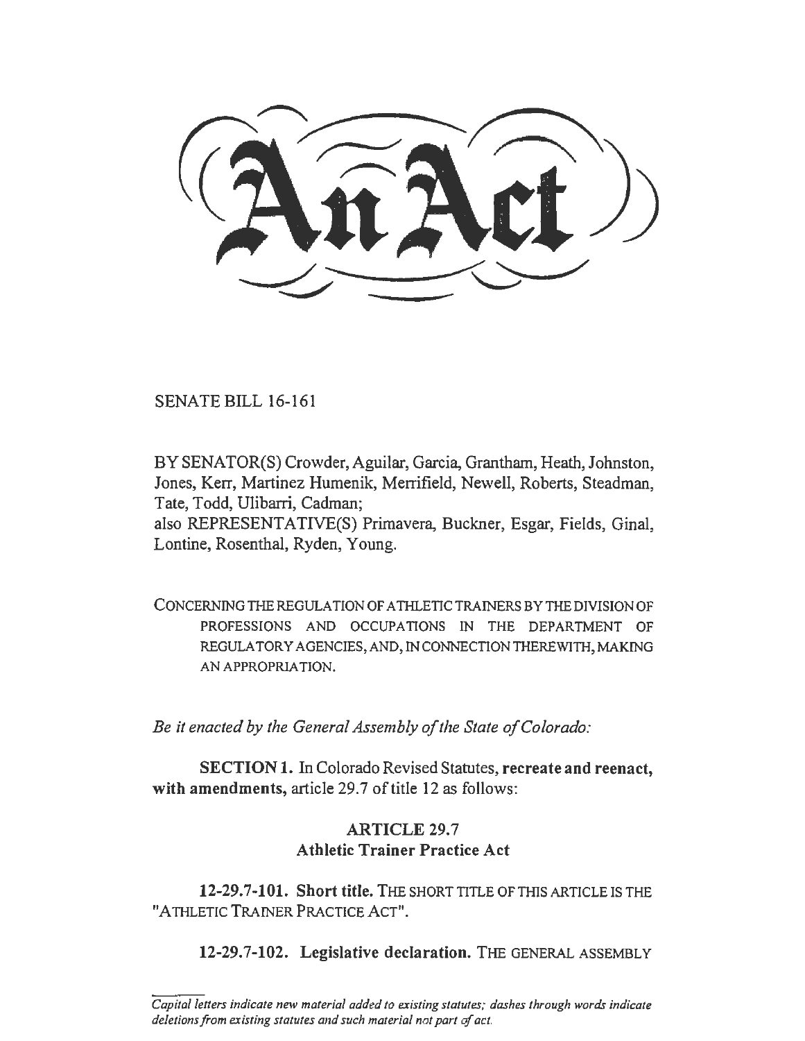# An Act

SENATE BILL 16-161

BY SENATOR(S) Crowder, Aguilar, Garcia, Grantham, Heath, Johnston, Jones, Kerr, Martinez Humenik, Merrifield, Newell, Roberts, Steadman, Tate, Todd, Ulibarri, Cadman;
also REPRESENTATIVE(S) Primavera, Buckner, Esgar, Fields, Ginal, Lontine, Rosenthal, Ryden, Young.

CONCERNING THE REGULATION OF ATHLETIC TRAINERS BY THE DIVISION OF PROFESSIONS AND OCCUPATIONS IN THE DEPARTMENT OF REGULATORY AGENCIES, AND, IN CONNECTION THEREWITH, MAKING AN APPROPRIATION.

*Be it enacted by the General Assembly of the State of Colorado:*

**SECTION 1.** In Colorado Revised Statutes, **recreate and reenact, with amendments,** article 29.7 of title 12 as follows:

## ARTICLE 29.7
## Athletic Trainer Practice Act

**12-29.7-101. Short title.** THE SHORT TITLE OF THIS ARTICLE IS THE "ATHLETIC TRAINER PRACTICE ACT".

**12-29.7-102. Legislative declaration.** THE GENERAL ASSEMBLY

*Capital letters indicate new material added to existing statutes; dashes through words indicate deletions from existing statutes and such material not part of act.*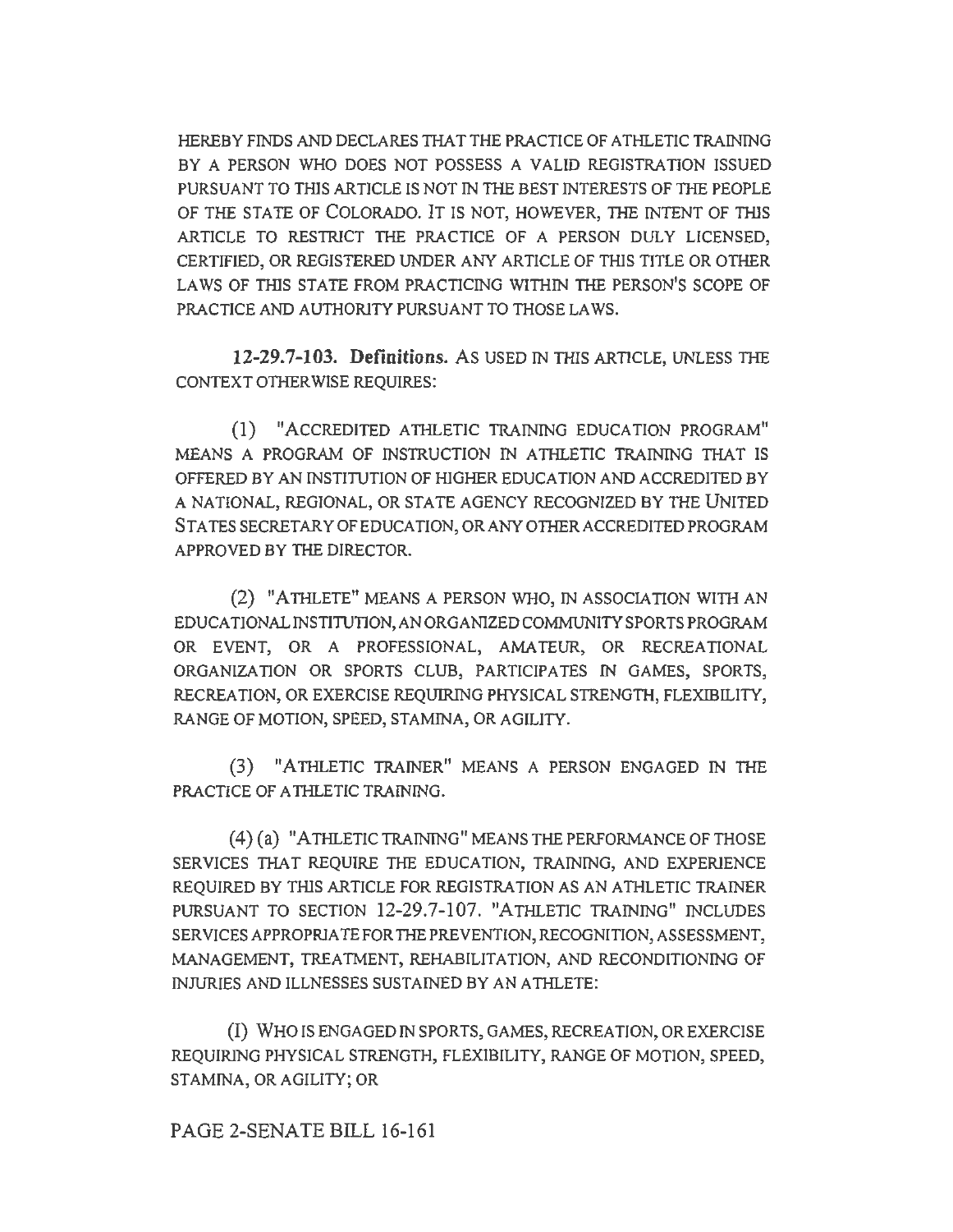HEREBY FINDS AND DECLARES THAT THE PRACTICE OF ATHLETIC TRAINING BY A PERSON WHO DOES NOT POSSESS A VALID REGISTRATION ISSUED PURSUANT TO THIS ARTICLE IS NOT IN THE BEST INTERESTS OF THE PEOPLE OF THE STATE OF COLORADO. IT IS NOT, HOWEVER, THE INTENT OF THIS ARTICLE TO RESTRICT THE PRACTICE OF A PERSON DULY LICENSED, CERTIFIED, OR REGISTERED UNDER ANY ARTICLE OF THIS TITLE OR OTHER LAWS OF THIS STATE FROM PRACTICING WITHIN THE PERSON'S SCOPE OF PRACTICE AND AUTHORITY PURSUANT TO THOSE LAWS.

**12-29.7-103. Definitions.** AS USED IN THIS ARTICLE, UNLESS THE CONTEXT OTHERWISE REQUIRES:

(1) "ACCREDITED ATHLETIC TRAINING EDUCATION PROGRAM" MEANS A PROGRAM OF INSTRUCTION IN ATHLETIC TRAINING THAT IS OFFERED BY AN INSTITUTION OF HIGHER EDUCATION AND ACCREDITED BY A NATIONAL, REGIONAL, OR STATE AGENCY RECOGNIZED BY THE UNITED STATES SECRETARY OF EDUCATION, OR ANY OTHER ACCREDITED PROGRAM APPROVED BY THE DIRECTOR.

(2) "ATHLETE" MEANS A PERSON WHO, IN ASSOCIATION WITH AN EDUCATIONAL INSTITUTION, AN ORGANIZED COMMUNITY SPORTS PROGRAM OR EVENT, OR A PROFESSIONAL, AMATEUR, OR RECREATIONAL ORGANIZATION OR SPORTS CLUB, PARTICIPATES IN GAMES, SPORTS, RECREATION, OR EXERCISE REQUIRING PHYSICAL STRENGTH, FLEXIBILITY, RANGE OF MOTION, SPEED, STAMINA, OR AGILITY.

(3) "ATHLETIC TRAINER" MEANS A PERSON ENGAGED IN THE PRACTICE OF ATHLETIC TRAINING.

(4) (a) "ATHLETIC TRAINING" MEANS THE PERFORMANCE OF THOSE SERVICES THAT REQUIRE THE EDUCATION, TRAINING, AND EXPERIENCE REQUIRED BY THIS ARTICLE FOR REGISTRATION AS AN ATHLETIC TRAINER PURSUANT TO SECTION 12-29.7-107. "ATHLETIC TRAINING" INCLUDES SERVICES APPROPRIATE FOR THE PREVENTION, RECOGNITION, ASSESSMENT, MANAGEMENT, TREATMENT, REHABILITATION, AND RECONDITIONING OF INJURIES AND ILLNESSES SUSTAINED BY AN ATHLETE:

(I) WHO IS ENGAGED IN SPORTS, GAMES, RECREATION, OR EXERCISE REQUIRING PHYSICAL STRENGTH, FLEXIBILITY, RANGE OF MOTION, SPEED, STAMINA, OR AGILITY; OR

PAGE 2-SENATE BILL 16-161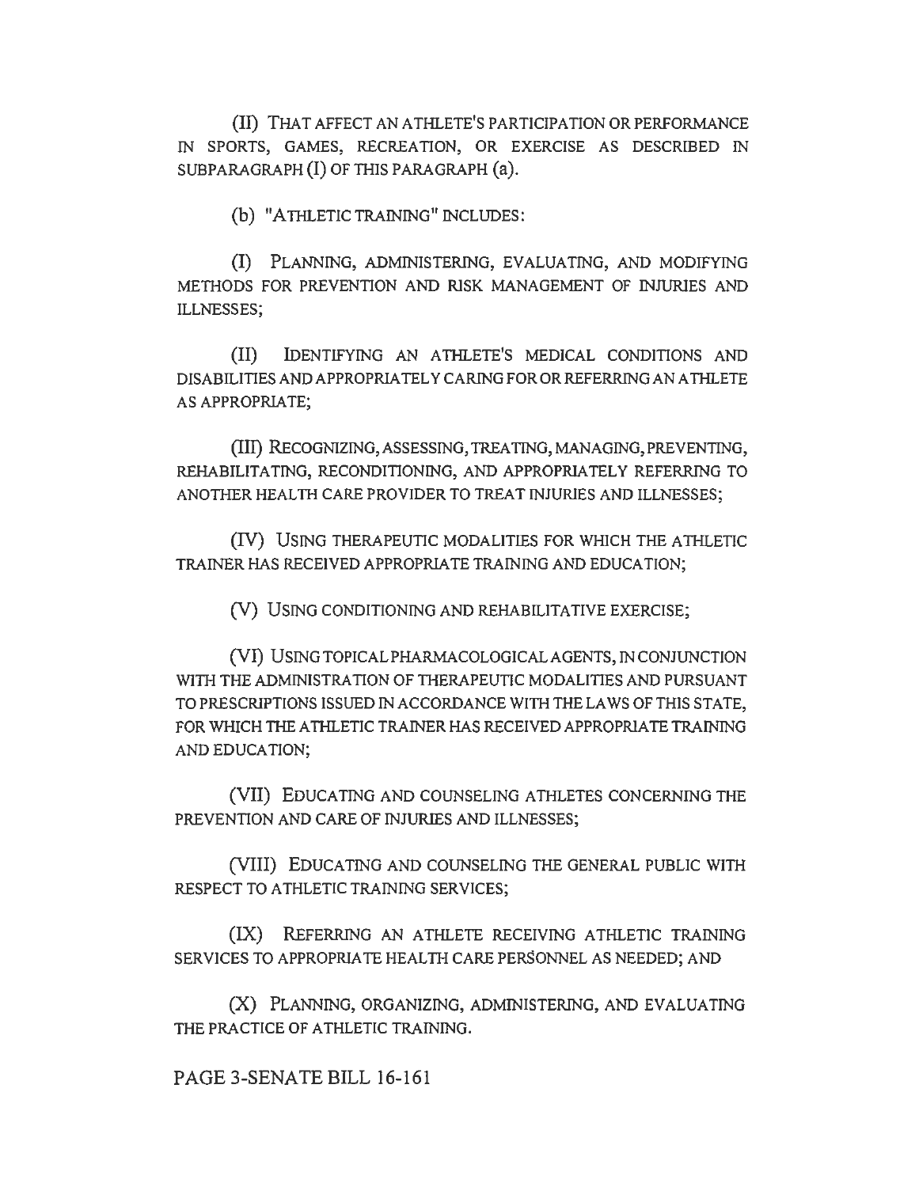(II) THAT AFFECT AN ATHLETE'S PARTICIPATION OR PERFORMANCE IN SPORTS, GAMES, RECREATION, OR EXERCISE AS DESCRIBED IN SUBPARAGRAPH (I) OF THIS PARAGRAPH (a).

(b) "ATHLETIC TRAINING" INCLUDES:

(I) PLANNING, ADMINISTERING, EVALUATING, AND MODIFYING METHODS FOR PREVENTION AND RISK MANAGEMENT OF INJURIES AND ILLNESSES;

(II) IDENTIFYING AN ATHLETE'S MEDICAL CONDITIONS AND DISABILITIES AND APPROPRIATELY CARING FOR OR REFERRING AN ATHLETE AS APPROPRIATE;

(III) RECOGNIZING, ASSESSING, TREATING, MANAGING, PREVENTING, REHABILITATING, RECONDITIONING, AND APPROPRIATELY REFERRING TO ANOTHER HEALTH CARE PROVIDER TO TREAT INJURIES AND ILLNESSES;

(IV) USING THERAPEUTIC MODALITIES FOR WHICH THE ATHLETIC TRAINER HAS RECEIVED APPROPRIATE TRAINING AND EDUCATION;

(V) USING CONDITIONING AND REHABILITATIVE EXERCISE;

(VI) USING TOPICAL PHARMACOLOGICAL AGENTS, IN CONJUNCTION WITH THE ADMINISTRATION OF THERAPEUTIC MODALITIES AND PURSUANT TO PRESCRIPTIONS ISSUED IN ACCORDANCE WITH THE LAWS OF THIS STATE, FOR WHICH THE ATHLETIC TRAINER HAS RECEIVED APPROPRIATE TRAINING AND EDUCATION;

(VII) EDUCATING AND COUNSELING ATHLETES CONCERNING THE PREVENTION AND CARE OF INJURIES AND ILLNESSES;

(VIII) EDUCATING AND COUNSELING THE GENERAL PUBLIC WITH RESPECT TO ATHLETIC TRAINING SERVICES;

(IX) REFERRING AN ATHLETE RECEIVING ATHLETIC TRAINING SERVICES TO APPROPRIATE HEALTH CARE PERSONNEL AS NEEDED; AND

(X) PLANNING, ORGANIZING, ADMINISTERING, AND EVALUATING THE PRACTICE OF ATHLETIC TRAINING.

PAGE 3-SENATE BILL 16-161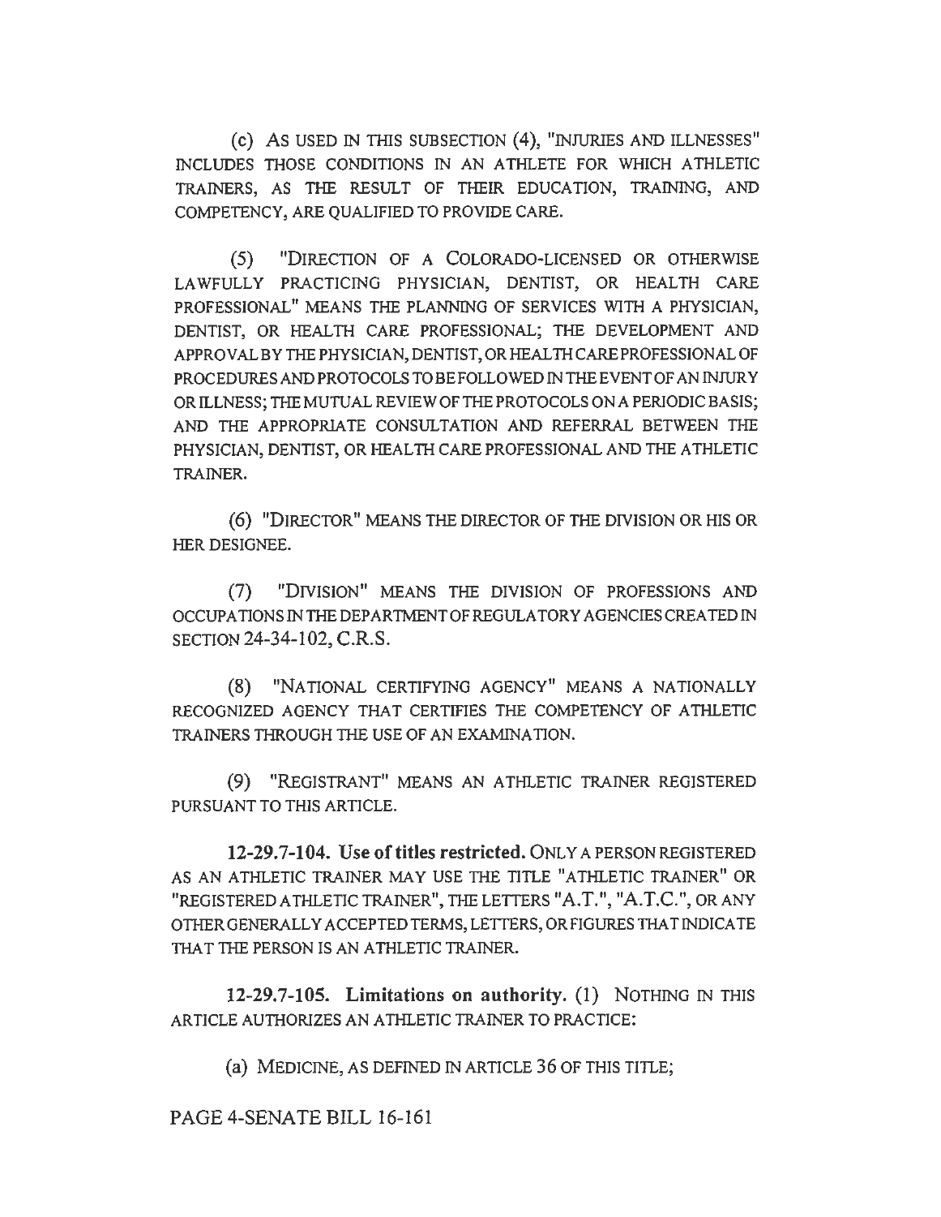(c) AS USED IN THIS SUBSECTION (4), "INJURIES AND ILLNESSES" INCLUDES THOSE CONDITIONS IN AN ATHLETE FOR WHICH ATHLETIC TRAINERS, AS THE RESULT OF THEIR EDUCATION, TRAINING, AND COMPETENCY, ARE QUALIFIED TO PROVIDE CARE.

(5) "DIRECTION OF A COLORADO-LICENSED OR OTHERWISE LAWFULLY PRACTICING PHYSICIAN, DENTIST, OR HEALTH CARE PROFESSIONAL" MEANS THE PLANNING OF SERVICES WITH A PHYSICIAN, DENTIST, OR HEALTH CARE PROFESSIONAL; THE DEVELOPMENT AND APPROVAL BY THE PHYSICIAN, DENTIST, OR HEALTH CARE PROFESSIONAL OF PROCEDURES AND PROTOCOLS TO BE FOLLOWED IN THE EVENT OF AN INJURY OR ILLNESS; THE MUTUAL REVIEW OF THE PROTOCOLS ON A PERIODIC BASIS; AND THE APPROPRIATE CONSULTATION AND REFERRAL BETWEEN THE PHYSICIAN, DENTIST, OR HEALTH CARE PROFESSIONAL AND THE ATHLETIC TRAINER.

(6) "DIRECTOR" MEANS THE DIRECTOR OF THE DIVISION OR HIS OR HER DESIGNEE.

(7) "DIVISION" MEANS THE DIVISION OF PROFESSIONS AND OCCUPATIONS IN THE DEPARTMENT OF REGULATORY AGENCIES CREATED IN SECTION 24-34-102, C.R.S.

(8) "NATIONAL CERTIFYING AGENCY" MEANS A NATIONALLY RECOGNIZED AGENCY THAT CERTIFIES THE COMPETENCY OF ATHLETIC TRAINERS THROUGH THE USE OF AN EXAMINATION.

(9) "REGISTRANT" MEANS AN ATHLETIC TRAINER REGISTERED PURSUANT TO THIS ARTICLE.

**12-29.7-104. Use of titles restricted.** ONLY A PERSON REGISTERED AS AN ATHLETIC TRAINER MAY USE THE TITLE "ATHLETIC TRAINER" OR "REGISTERED ATHLETIC TRAINER", THE LETTERS "A.T.", "A.T.C.", OR ANY OTHER GENERALLY ACCEPTED TERMS, LETTERS, OR FIGURES THAT INDICATE THAT THE PERSON IS AN ATHLETIC TRAINER.

**12-29.7-105. Limitations on authority.** (1) NOTHING IN THIS ARTICLE AUTHORIZES AN ATHLETIC TRAINER TO PRACTICE:

(a) MEDICINE, AS DEFINED IN ARTICLE 36 OF THIS TITLE;

PAGE 4-SENATE BILL 16-161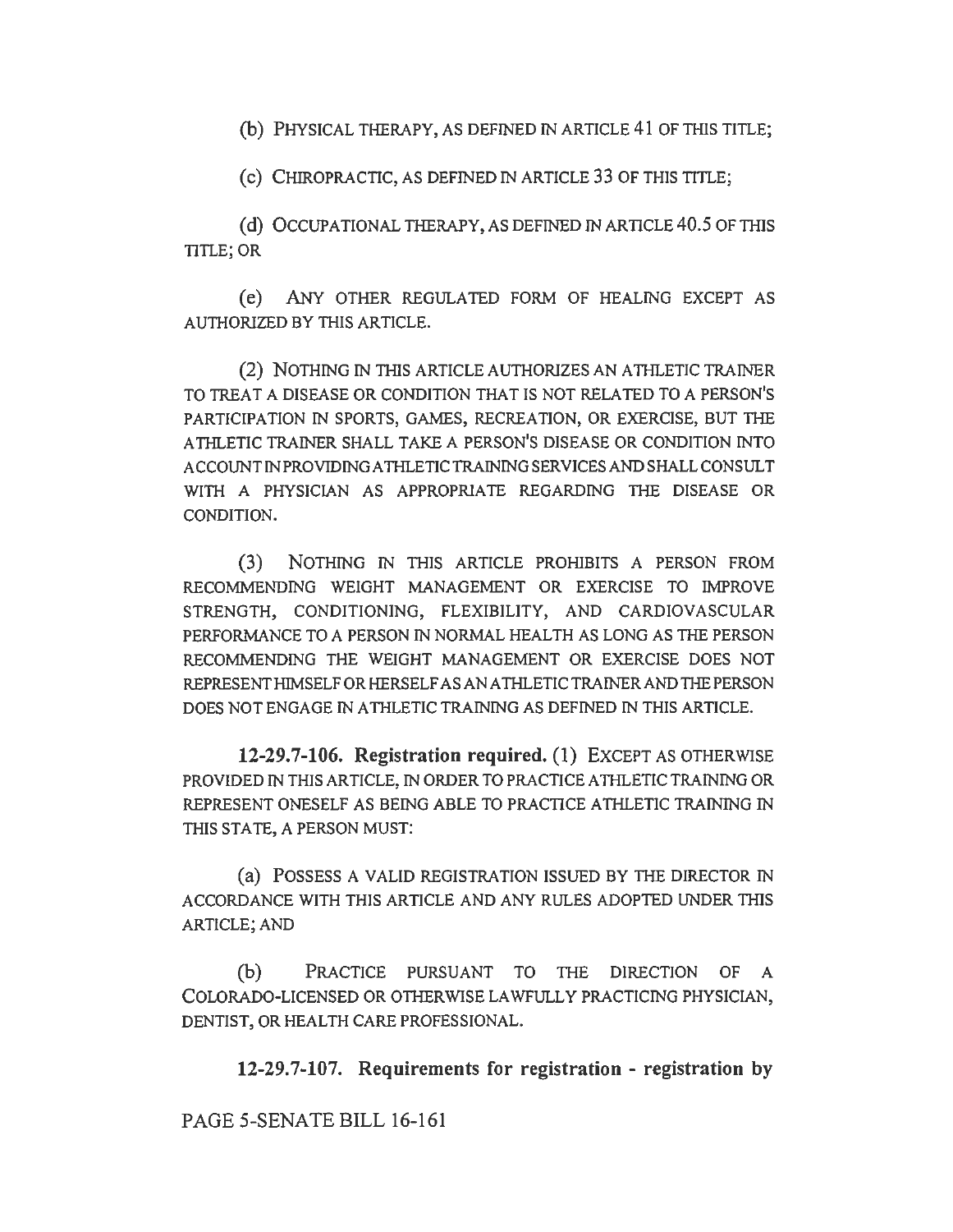(b) PHYSICAL THERAPY, AS DEFINED IN ARTICLE 41 OF THIS TITLE;

(c) CHIROPRACTIC, AS DEFINED IN ARTICLE 33 OF THIS TITLE;

(d) OCCUPATIONAL THERAPY, AS DEFINED IN ARTICLE 40.5 OF THIS TITLE; OR

(e) ANY OTHER REGULATED FORM OF HEALING EXCEPT AS AUTHORIZED BY THIS ARTICLE.

(2) NOTHING IN THIS ARTICLE AUTHORIZES AN ATHLETIC TRAINER TO TREAT A DISEASE OR CONDITION THAT IS NOT RELATED TO A PERSON'S PARTICIPATION IN SPORTS, GAMES, RECREATION, OR EXERCISE, BUT THE ATHLETIC TRAINER SHALL TAKE A PERSON'S DISEASE OR CONDITION INTO ACCOUNT IN PROVIDING ATHLETIC TRAINING SERVICES AND SHALL CONSULT WITH A PHYSICIAN AS APPROPRIATE REGARDING THE DISEASE OR CONDITION.

(3) NOTHING IN THIS ARTICLE PROHIBITS A PERSON FROM RECOMMENDING WEIGHT MANAGEMENT OR EXERCISE TO IMPROVE STRENGTH, CONDITIONING, FLEXIBILITY, AND CARDIOVASCULAR PERFORMANCE TO A PERSON IN NORMAL HEALTH AS LONG AS THE PERSON RECOMMENDING THE WEIGHT MANAGEMENT OR EXERCISE DOES NOT REPRESENT HIMSELF OR HERSELF AS AN ATHLETIC TRAINER AND THE PERSON DOES NOT ENGAGE IN ATHLETIC TRAINING AS DEFINED IN THIS ARTICLE.

**12-29.7-106. Registration required.** (1) EXCEPT AS OTHERWISE PROVIDED IN THIS ARTICLE, IN ORDER TO PRACTICE ATHLETIC TRAINING OR REPRESENT ONESELF AS BEING ABLE TO PRACTICE ATHLETIC TRAINING IN THIS STATE, A PERSON MUST:

(a) POSSESS A VALID REGISTRATION ISSUED BY THE DIRECTOR IN ACCORDANCE WITH THIS ARTICLE AND ANY RULES ADOPTED UNDER THIS ARTICLE; AND

(b) PRACTICE PURSUANT TO THE DIRECTION OF A COLORADO-LICENSED OR OTHERWISE LAWFULLY PRACTICING PHYSICIAN, DENTIST, OR HEALTH CARE PROFESSIONAL.

**12-29.7-107. Requirements for registration - registration by**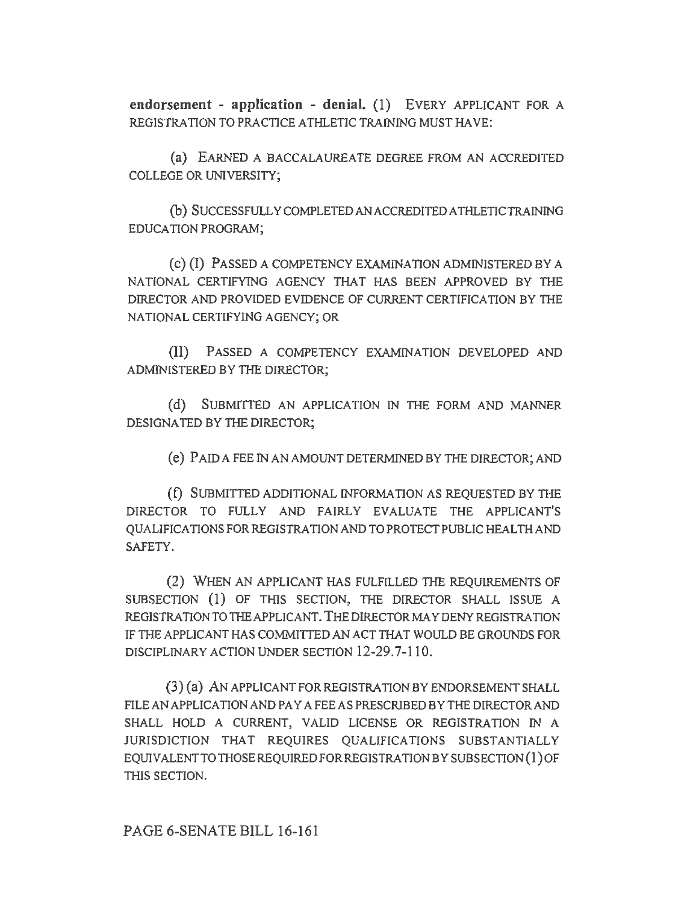**endorsement - application - denial.** (1) EVERY APPLICANT FOR A REGISTRATION TO PRACTICE ATHLETIC TRAINING MUST HAVE:

(a) EARNED A BACCALAUREATE DEGREE FROM AN ACCREDITED COLLEGE OR UNIVERSITY;

(b) SUCCESSFULLY COMPLETED AN ACCREDITED ATHLETIC TRAINING EDUCATION PROGRAM;

(c) (I) PASSED A COMPETENCY EXAMINATION ADMINISTERED BY A NATIONAL CERTIFYING AGENCY THAT HAS BEEN APPROVED BY THE DIRECTOR AND PROVIDED EVIDENCE OF CURRENT CERTIFICATION BY THE NATIONAL CERTIFYING AGENCY; OR

(II) PASSED A COMPETENCY EXAMINATION DEVELOPED AND ADMINISTERED BY THE DIRECTOR;

(d) SUBMITTED AN APPLICATION IN THE FORM AND MANNER DESIGNATED BY THE DIRECTOR;

(e) PAID A FEE IN AN AMOUNT DETERMINED BY THE DIRECTOR; AND

(f) SUBMITTED ADDITIONAL INFORMATION AS REQUESTED BY THE DIRECTOR TO FULLY AND FAIRLY EVALUATE THE APPLICANT'S QUALIFICATIONS FOR REGISTRATION AND TO PROTECT PUBLIC HEALTH AND SAFETY.

(2) WHEN AN APPLICANT HAS FULFILLED THE REQUIREMENTS OF SUBSECTION (1) OF THIS SECTION, THE DIRECTOR SHALL ISSUE A REGISTRATION TO THE APPLICANT. THE DIRECTOR MAY DENY REGISTRATION IF THE APPLICANT HAS COMMITTED AN ACT THAT WOULD BE GROUNDS FOR DISCIPLINARY ACTION UNDER SECTION 12-29.7-110.

(3) (a) AN APPLICANT FOR REGISTRATION BY ENDORSEMENT SHALL FILE AN APPLICATION AND PAY A FEE AS PRESCRIBED BY THE DIRECTOR AND SHALL HOLD A CURRENT, VALID LICENSE OR REGISTRATION IN A JURISDICTION THAT REQUIRES QUALIFICATIONS SUBSTANTIALLY EQUIVALENT TO THOSE REQUIRED FOR REGISTRATION BY SUBSECTION (1) OF THIS SECTION.

PAGE 6-SENATE BILL 16-161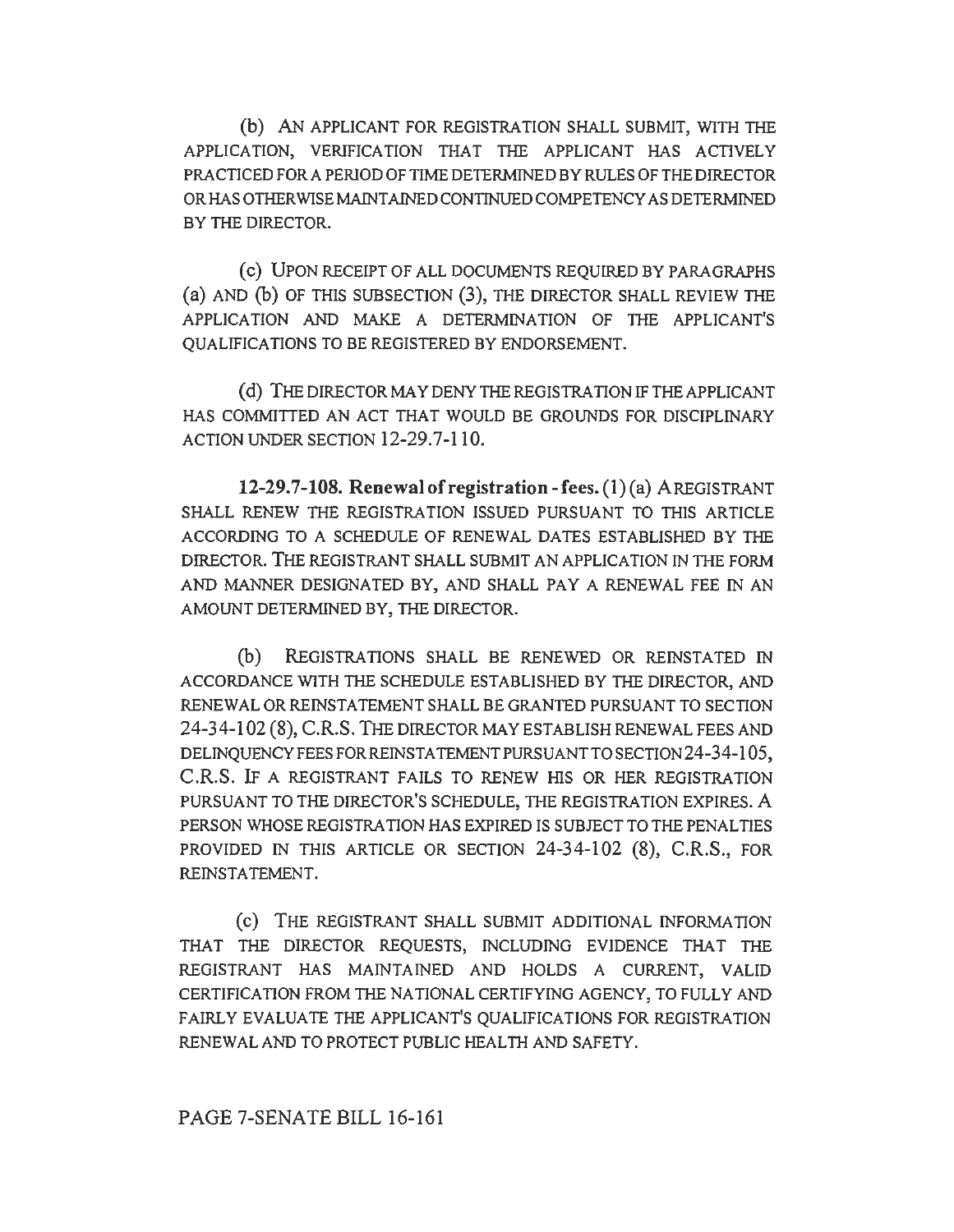(b) AN APPLICANT FOR REGISTRATION SHALL SUBMIT, WITH THE APPLICATION, VERIFICATION THAT THE APPLICANT HAS ACTIVELY PRACTICED FOR A PERIOD OF TIME DETERMINED BY RULES OF THE DIRECTOR OR HAS OTHERWISE MAINTAINED CONTINUED COMPETENCY AS DETERMINED BY THE DIRECTOR.

(c) UPON RECEIPT OF ALL DOCUMENTS REQUIRED BY PARAGRAPHS (a) AND (b) OF THIS SUBSECTION (3), THE DIRECTOR SHALL REVIEW THE APPLICATION AND MAKE A DETERMINATION OF THE APPLICANT'S QUALIFICATIONS TO BE REGISTERED BY ENDORSEMENT.

(d) THE DIRECTOR MAY DENY THE REGISTRATION IF THE APPLICANT HAS COMMITTED AN ACT THAT WOULD BE GROUNDS FOR DISCIPLINARY ACTION UNDER SECTION 12-29.7-110.

**12-29.7-108. Renewal of registration - fees.** (1) (a) A REGISTRANT SHALL RENEW THE REGISTRATION ISSUED PURSUANT TO THIS ARTICLE ACCORDING TO A SCHEDULE OF RENEWAL DATES ESTABLISHED BY THE DIRECTOR. THE REGISTRANT SHALL SUBMIT AN APPLICATION IN THE FORM AND MANNER DESIGNATED BY, AND SHALL PAY A RENEWAL FEE IN AN AMOUNT DETERMINED BY, THE DIRECTOR.

(b) REGISTRATIONS SHALL BE RENEWED OR REINSTATED IN ACCORDANCE WITH THE SCHEDULE ESTABLISHED BY THE DIRECTOR, AND RENEWAL OR REINSTATEMENT SHALL BE GRANTED PURSUANT TO SECTION 24-34-102 (8), C.R.S. THE DIRECTOR MAY ESTABLISH RENEWAL FEES AND DELINQUENCY FEES FOR REINSTATEMENT PURSUANT TO SECTION 24-34-105, C.R.S. IF A REGISTRANT FAILS TO RENEW HIS OR HER REGISTRATION PURSUANT TO THE DIRECTOR'S SCHEDULE, THE REGISTRATION EXPIRES. A PERSON WHOSE REGISTRATION HAS EXPIRED IS SUBJECT TO THE PENALTIES PROVIDED IN THIS ARTICLE OR SECTION 24-34-102 (8), C.R.S., FOR REINSTATEMENT.

(c) THE REGISTRANT SHALL SUBMIT ADDITIONAL INFORMATION THAT THE DIRECTOR REQUESTS, INCLUDING EVIDENCE THAT THE REGISTRANT HAS MAINTAINED AND HOLDS A CURRENT, VALID CERTIFICATION FROM THE NATIONAL CERTIFYING AGENCY, TO FULLY AND FAIRLY EVALUATE THE APPLICANT'S QUALIFICATIONS FOR REGISTRATION RENEWAL AND TO PROTECT PUBLIC HEALTH AND SAFETY.

PAGE 7-SENATE BILL 16-161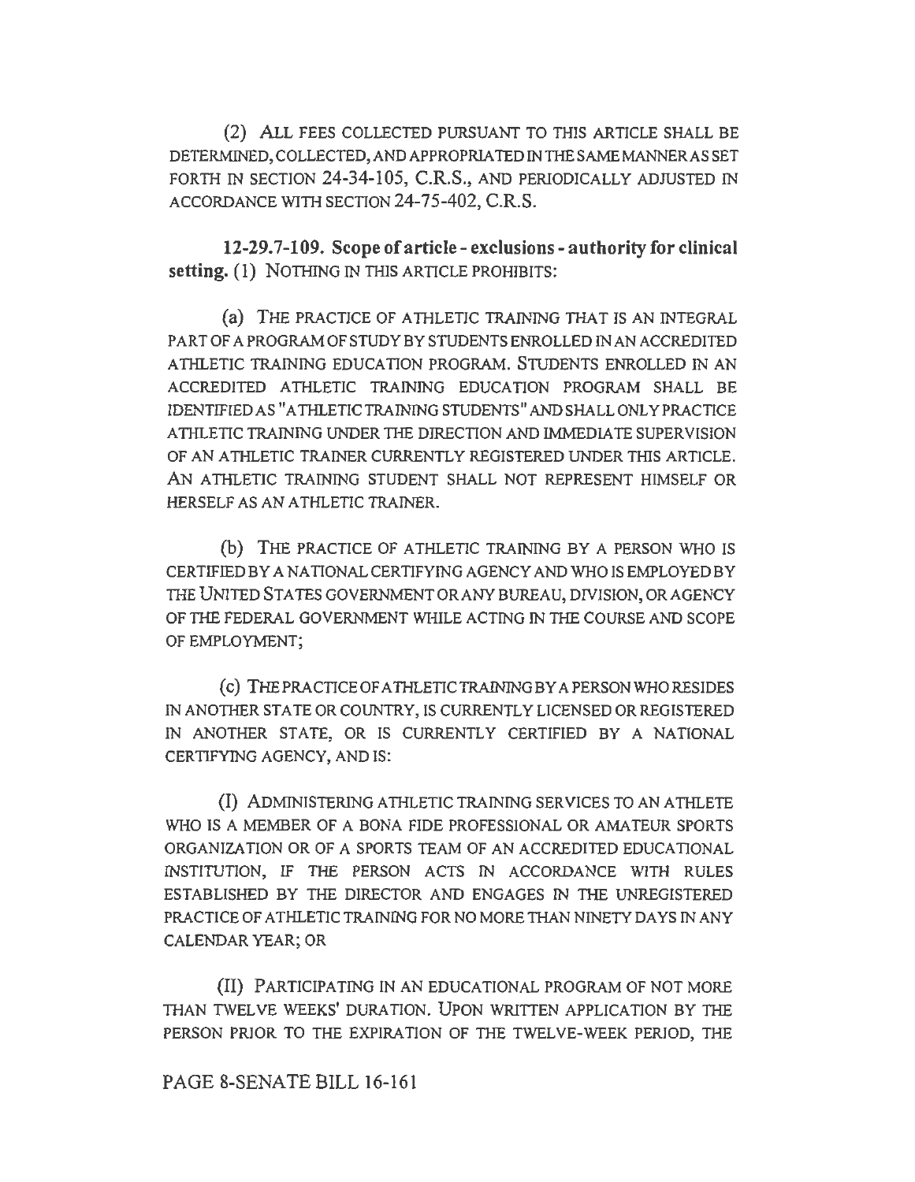(2) ALL FEES COLLECTED PURSUANT TO THIS ARTICLE SHALL BE DETERMINED, COLLECTED, AND APPROPRIATED IN THE SAME MANNER AS SET FORTH IN SECTION 24-34-105, C.R.S., AND PERIODICALLY ADJUSTED IN ACCORDANCE WITH SECTION 24-75-402, C.R.S.

**12-29.7-109. Scope of article - exclusions - authority for clinical setting.** (1) NOTHING IN THIS ARTICLE PROHIBITS:

(a) THE PRACTICE OF ATHLETIC TRAINING THAT IS AN INTEGRAL PART OF A PROGRAM OF STUDY BY STUDENTS ENROLLED IN AN ACCREDITED ATHLETIC TRAINING EDUCATION PROGRAM. STUDENTS ENROLLED IN AN ACCREDITED ATHLETIC TRAINING EDUCATION PROGRAM SHALL BE IDENTIFIED AS "ATHLETIC TRAINING STUDENTS" AND SHALL ONLY PRACTICE ATHLETIC TRAINING UNDER THE DIRECTION AND IMMEDIATE SUPERVISION OF AN ATHLETIC TRAINER CURRENTLY REGISTERED UNDER THIS ARTICLE. AN ATHLETIC TRAINING STUDENT SHALL NOT REPRESENT HIMSELF OR HERSELF AS AN ATHLETIC TRAINER.

(b) THE PRACTICE OF ATHLETIC TRAINING BY A PERSON WHO IS CERTIFIED BY A NATIONAL CERTIFYING AGENCY AND WHO IS EMPLOYED BY THE UNITED STATES GOVERNMENT OR ANY BUREAU, DIVISION, OR AGENCY OF THE FEDERAL GOVERNMENT WHILE ACTING IN THE COURSE AND SCOPE OF EMPLOYMENT;

(c) THE PRACTICE OF ATHLETIC TRAINING BY A PERSON WHO RESIDES IN ANOTHER STATE OR COUNTRY, IS CURRENTLY LICENSED OR REGISTERED IN ANOTHER STATE, OR IS CURRENTLY CERTIFIED BY A NATIONAL CERTIFYING AGENCY, AND IS:

(I) ADMINISTERING ATHLETIC TRAINING SERVICES TO AN ATHLETE WHO IS A MEMBER OF A BONA FIDE PROFESSIONAL OR AMATEUR SPORTS ORGANIZATION OR OF A SPORTS TEAM OF AN ACCREDITED EDUCATIONAL INSTITUTION, IF THE PERSON ACTS IN ACCORDANCE WITH RULES ESTABLISHED BY THE DIRECTOR AND ENGAGES IN THE UNREGISTERED PRACTICE OF ATHLETIC TRAINING FOR NO MORE THAN NINETY DAYS IN ANY CALENDAR YEAR; OR

(II) PARTICIPATING IN AN EDUCATIONAL PROGRAM OF NOT MORE THAN TWELVE WEEKS' DURATION. UPON WRITTEN APPLICATION BY THE PERSON PRIOR TO THE EXPIRATION OF THE TWELVE-WEEK PERIOD, THE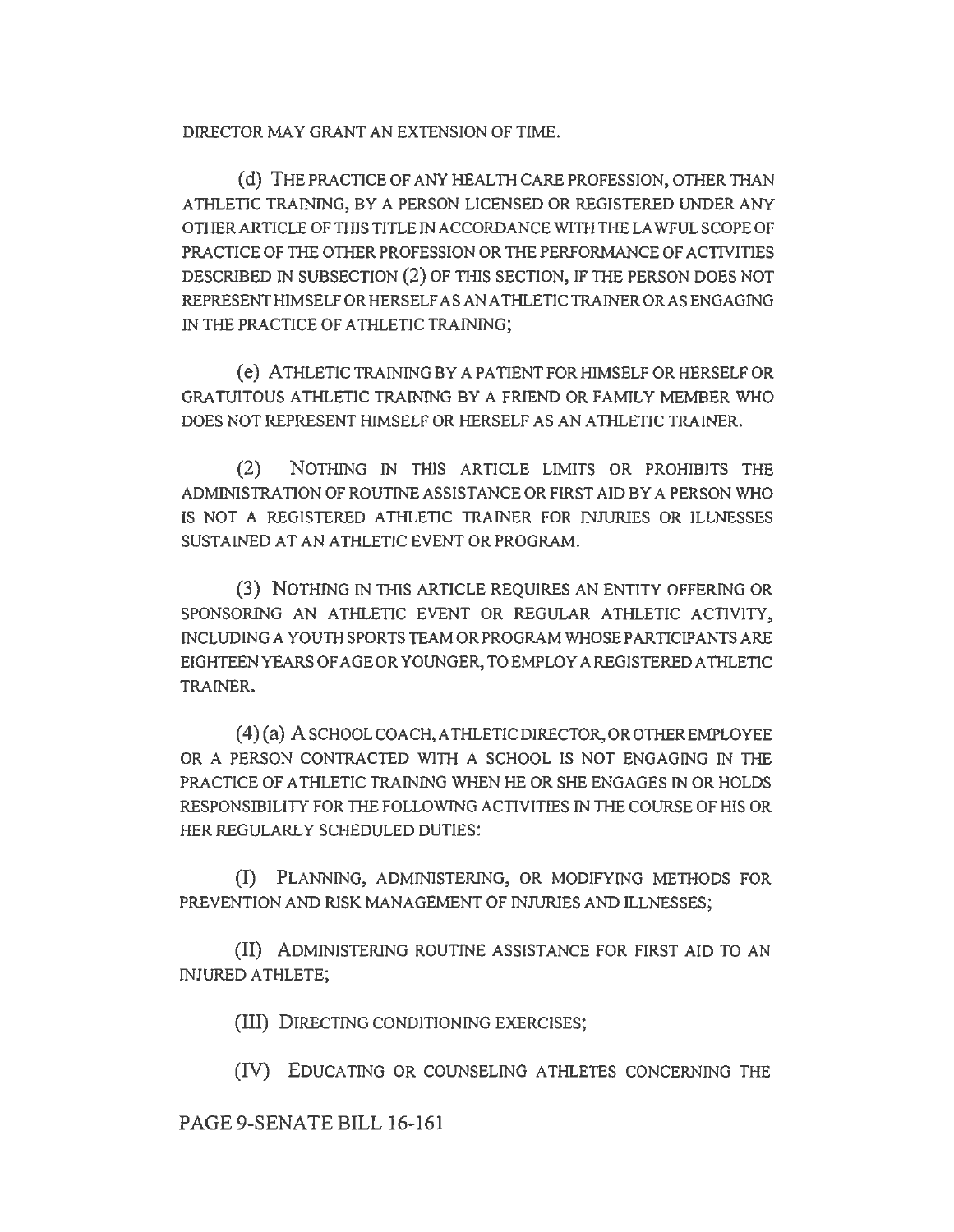DIRECTOR MAY GRANT AN EXTENSION OF TIME.

(d) THE PRACTICE OF ANY HEALTH CARE PROFESSION, OTHER THAN ATHLETIC TRAINING, BY A PERSON LICENSED OR REGISTERED UNDER ANY OTHER ARTICLE OF THIS TITLE IN ACCORDANCE WITH THE LAWFUL SCOPE OF PRACTICE OF THE OTHER PROFESSION OR THE PERFORMANCE OF ACTIVITIES DESCRIBED IN SUBSECTION (2) OF THIS SECTION, IF THE PERSON DOES NOT REPRESENT HIMSELF OR HERSELF AS AN ATHLETIC TRAINER OR AS ENGAGING IN THE PRACTICE OF ATHLETIC TRAINING;

(e) ATHLETIC TRAINING BY A PATIENT FOR HIMSELF OR HERSELF OR GRATUITOUS ATHLETIC TRAINING BY A FRIEND OR FAMILY MEMBER WHO DOES NOT REPRESENT HIMSELF OR HERSELF AS AN ATHLETIC TRAINER.

(2) NOTHING IN THIS ARTICLE LIMITS OR PROHIBITS THE ADMINISTRATION OF ROUTINE ASSISTANCE OR FIRST AID BY A PERSON WHO IS NOT A REGISTERED ATHLETIC TRAINER FOR INJURIES OR ILLNESSES SUSTAINED AT AN ATHLETIC EVENT OR PROGRAM.

(3) NOTHING IN THIS ARTICLE REQUIRES AN ENTITY OFFERING OR SPONSORING AN ATHLETIC EVENT OR REGULAR ATHLETIC ACTIVITY, INCLUDING A YOUTH SPORTS TEAM OR PROGRAM WHOSE PARTICIPANTS ARE EIGHTEEN YEARS OF AGE OR YOUNGER, TO EMPLOY A REGISTERED ATHLETIC TRAINER.

(4) (a) A SCHOOL COACH, ATHLETIC DIRECTOR, OR OTHER EMPLOYEE OR A PERSON CONTRACTED WITH A SCHOOL IS NOT ENGAGING IN THE PRACTICE OF ATHLETIC TRAINING WHEN HE OR SHE ENGAGES IN OR HOLDS RESPONSIBILITY FOR THE FOLLOWING ACTIVITIES IN THE COURSE OF HIS OR HER REGULARLY SCHEDULED DUTIES:

(I) PLANNING, ADMINISTERING, OR MODIFYING METHODS FOR PREVENTION AND RISK MANAGEMENT OF INJURIES AND ILLNESSES;

(II) ADMINISTERING ROUTINE ASSISTANCE FOR FIRST AID TO AN INJURED ATHLETE;

(III) DIRECTING CONDITIONING EXERCISES;

(IV) EDUCATING OR COUNSELING ATHLETES CONCERNING THE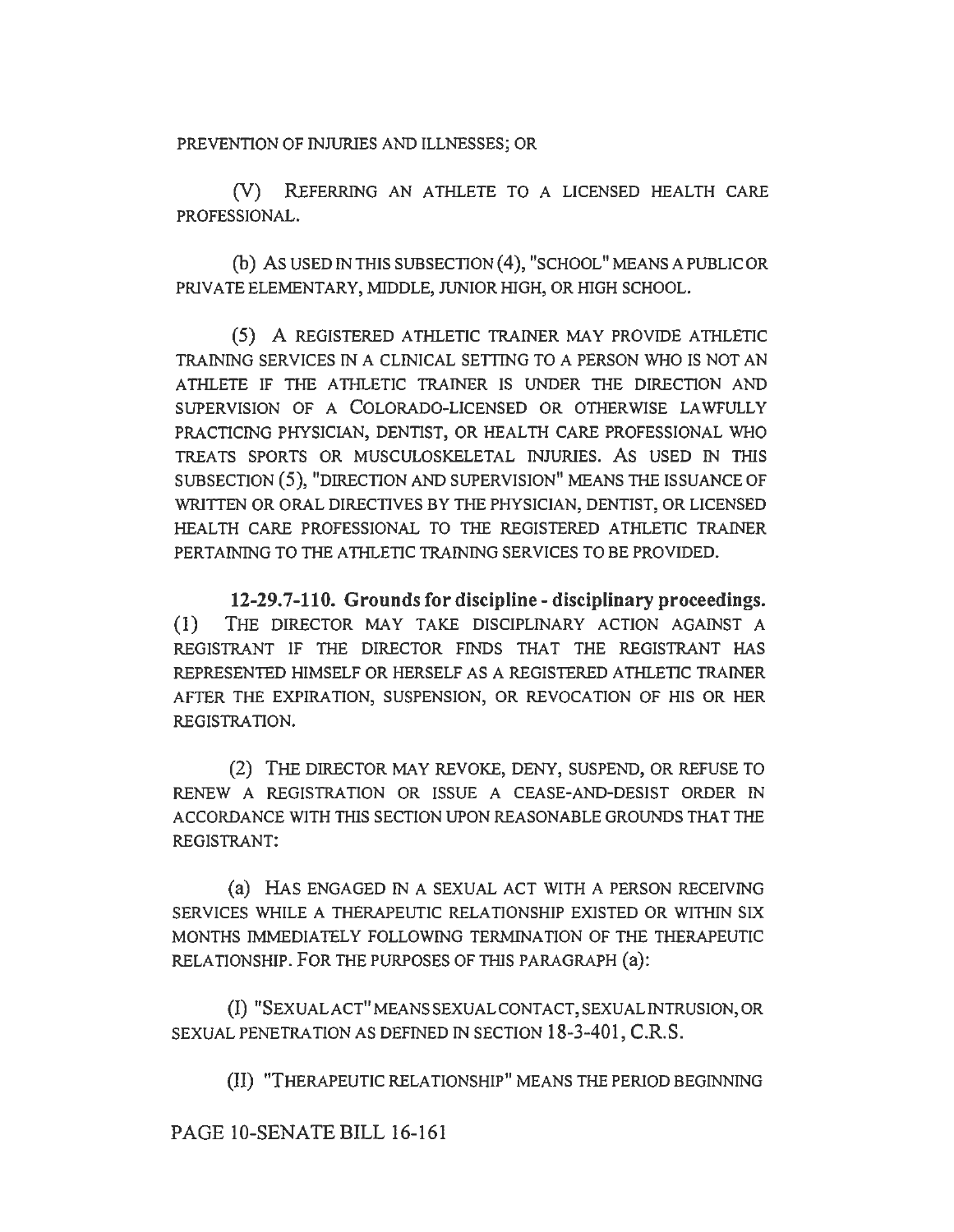PREVENTION OF INJURIES AND ILLNESSES; OR

(V) REFERRING AN ATHLETE TO A LICENSED HEALTH CARE PROFESSIONAL.

(b) AS USED IN THIS SUBSECTION (4), "SCHOOL" MEANS A PUBLIC OR PRIVATE ELEMENTARY, MIDDLE, JUNIOR HIGH, OR HIGH SCHOOL.

(5) A REGISTERED ATHLETIC TRAINER MAY PROVIDE ATHLETIC TRAINING SERVICES IN A CLINICAL SETTING TO A PERSON WHO IS NOT AN ATHLETE IF THE ATHLETIC TRAINER IS UNDER THE DIRECTION AND SUPERVISION OF A COLORADO-LICENSED OR OTHERWISE LAWFULLY PRACTICING PHYSICIAN, DENTIST, OR HEALTH CARE PROFESSIONAL WHO TREATS SPORTS OR MUSCULOSKELETAL INJURIES. AS USED IN THIS SUBSECTION (5), "DIRECTION AND SUPERVISION" MEANS THE ISSUANCE OF WRITTEN OR ORAL DIRECTIVES BY THE PHYSICIAN, DENTIST, OR LICENSED HEALTH CARE PROFESSIONAL TO THE REGISTERED ATHLETIC TRAINER PERTAINING TO THE ATHLETIC TRAINING SERVICES TO BE PROVIDED.

**12-29.7-110. Grounds for discipline - disciplinary proceedings.** (1) THE DIRECTOR MAY TAKE DISCIPLINARY ACTION AGAINST A REGISTRANT IF THE DIRECTOR FINDS THAT THE REGISTRANT HAS REPRESENTED HIMSELF OR HERSELF AS A REGISTERED ATHLETIC TRAINER AFTER THE EXPIRATION, SUSPENSION, OR REVOCATION OF HIS OR HER REGISTRATION.

(2) THE DIRECTOR MAY REVOKE, DENY, SUSPEND, OR REFUSE TO RENEW A REGISTRATION OR ISSUE A CEASE-AND-DESIST ORDER IN ACCORDANCE WITH THIS SECTION UPON REASONABLE GROUNDS THAT THE REGISTRANT:

(a) HAS ENGAGED IN A SEXUAL ACT WITH A PERSON RECEIVING SERVICES WHILE A THERAPEUTIC RELATIONSHIP EXISTED OR WITHIN SIX MONTHS IMMEDIATELY FOLLOWING TERMINATION OF THE THERAPEUTIC RELATIONSHIP. FOR THE PURPOSES OF THIS PARAGRAPH (a):

(I) "SEXUAL ACT" MEANS SEXUAL CONTACT, SEXUAL INTRUSION, OR SEXUAL PENETRATION AS DEFINED IN SECTION 18-3-401, C.R.S.

(II) "THERAPEUTIC RELATIONSHIP" MEANS THE PERIOD BEGINNING

PAGE 10-SENATE BILL 16-161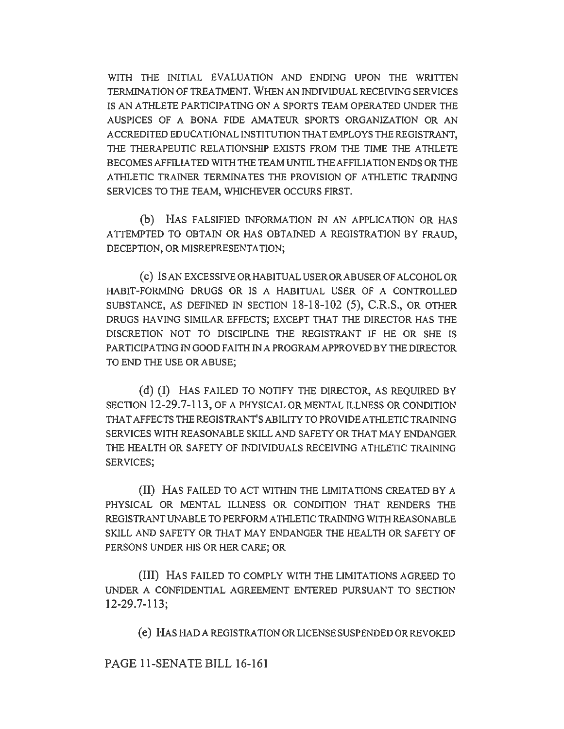WITH THE INITIAL EVALUATION AND ENDING UPON THE WRITTEN TERMINATION OF TREATMENT. WHEN AN INDIVIDUAL RECEIVING SERVICES IS AN ATHLETE PARTICIPATING ON A SPORTS TEAM OPERATED UNDER THE AUSPICES OF A BONA FIDE AMATEUR SPORTS ORGANIZATION OR AN ACCREDITED EDUCATIONAL INSTITUTION THAT EMPLOYS THE REGISTRANT, THE THERAPEUTIC RELATIONSHIP EXISTS FROM THE TIME THE ATHLETE BECOMES AFFILIATED WITH THE TEAM UNTIL THE AFFILIATION ENDS OR THE ATHLETIC TRAINER TERMINATES THE PROVISION OF ATHLETIC TRAINING SERVICES TO THE TEAM, WHICHEVER OCCURS FIRST.

(b) HAS FALSIFIED INFORMATION IN AN APPLICATION OR HAS ATTEMPTED TO OBTAIN OR HAS OBTAINED A REGISTRATION BY FRAUD, DECEPTION, OR MISREPRESENTATION;

(c) IS AN EXCESSIVE OR HABITUAL USER OR ABUSER OF ALCOHOL OR HABIT-FORMING DRUGS OR IS A HABITUAL USER OF A CONTROLLED SUBSTANCE, AS DEFINED IN SECTION 18-18-102 (5), C.R.S., OR OTHER DRUGS HAVING SIMILAR EFFECTS; EXCEPT THAT THE DIRECTOR HAS THE DISCRETION NOT TO DISCIPLINE THE REGISTRANT IF HE OR SHE IS PARTICIPATING IN GOOD FAITH IN A PROGRAM APPROVED BY THE DIRECTOR TO END THE USE OR ABUSE;

(d) (I) HAS FAILED TO NOTIFY THE DIRECTOR, AS REQUIRED BY SECTION 12-29.7-113, OF A PHYSICAL OR MENTAL ILLNESS OR CONDITION THAT AFFECTS THE REGISTRANT'S ABILITY TO PROVIDE ATHLETIC TRAINING SERVICES WITH REASONABLE SKILL AND SAFETY OR THAT MAY ENDANGER THE HEALTH OR SAFETY OF INDIVIDUALS RECEIVING ATHLETIC TRAINING SERVICES;

(II) HAS FAILED TO ACT WITHIN THE LIMITATIONS CREATED BY A PHYSICAL OR MENTAL ILLNESS OR CONDITION THAT RENDERS THE REGISTRANT UNABLE TO PERFORM ATHLETIC TRAINING WITH REASONABLE SKILL AND SAFETY OR THAT MAY ENDANGER THE HEALTH OR SAFETY OF PERSONS UNDER HIS OR HER CARE; OR

(III) HAS FAILED TO COMPLY WITH THE LIMITATIONS AGREED TO UNDER A CONFIDENTIAL AGREEMENT ENTERED PURSUANT TO SECTION 12-29.7-113;

(e) HAS HAD A REGISTRATION OR LICENSE SUSPENDED OR REVOKED

PAGE 11-SENATE BILL 16-161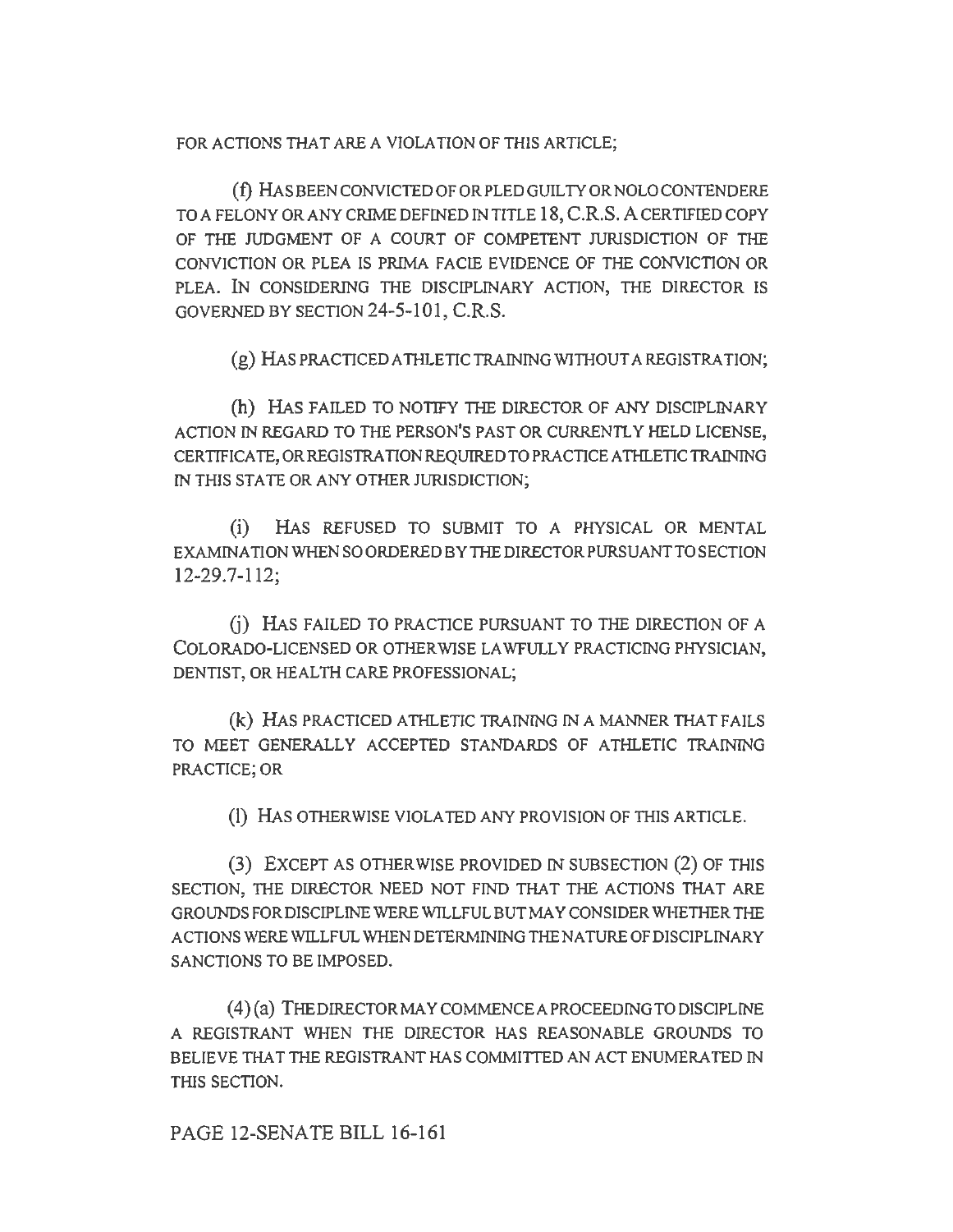FOR ACTIONS THAT ARE A VIOLATION OF THIS ARTICLE;

(f) HAS BEEN CONVICTED OF OR PLED GUILTY OR NOLO CONTENDERE TO A FELONY OR ANY CRIME DEFINED IN TITLE 18, C.R.S. A CERTIFIED COPY OF THE JUDGMENT OF A COURT OF COMPETENT JURISDICTION OF THE CONVICTION OR PLEA IS PRIMA FACIE EVIDENCE OF THE CONVICTION OR PLEA. IN CONSIDERING THE DISCIPLINARY ACTION, THE DIRECTOR IS GOVERNED BY SECTION 24-5-101, C.R.S.

(g) HAS PRACTICED ATHLETIC TRAINING WITHOUT A REGISTRATION;

(h) HAS FAILED TO NOTIFY THE DIRECTOR OF ANY DISCIPLINARY ACTION IN REGARD TO THE PERSON'S PAST OR CURRENTLY HELD LICENSE, CERTIFICATE, OR REGISTRATION REQUIRED TO PRACTICE ATHLETIC TRAINING IN THIS STATE OR ANY OTHER JURISDICTION;

(i) HAS REFUSED TO SUBMIT TO A PHYSICAL OR MENTAL EXAMINATION WHEN SO ORDERED BY THE DIRECTOR PURSUANT TO SECTION 12-29.7-112;

(j) HAS FAILED TO PRACTICE PURSUANT TO THE DIRECTION OF A COLORADO-LICENSED OR OTHERWISE LAWFULLY PRACTICING PHYSICIAN, DENTIST, OR HEALTH CARE PROFESSIONAL;

(k) HAS PRACTICED ATHLETIC TRAINING IN A MANNER THAT FAILS TO MEET GENERALLY ACCEPTED STANDARDS OF ATHLETIC TRAINING PRACTICE; OR

(l) HAS OTHERWISE VIOLATED ANY PROVISION OF THIS ARTICLE.

(3) EXCEPT AS OTHERWISE PROVIDED IN SUBSECTION (2) OF THIS SECTION, THE DIRECTOR NEED NOT FIND THAT THE ACTIONS THAT ARE GROUNDS FOR DISCIPLINE WERE WILLFUL BUT MAY CONSIDER WHETHER THE ACTIONS WERE WILLFUL WHEN DETERMINING THE NATURE OF DISCIPLINARY SANCTIONS TO BE IMPOSED.

(4) (a) THE DIRECTOR MAY COMMENCE A PROCEEDING TO DISCIPLINE A REGISTRANT WHEN THE DIRECTOR HAS REASONABLE GROUNDS TO BELIEVE THAT THE REGISTRANT HAS COMMITTED AN ACT ENUMERATED IN THIS SECTION.

PAGE 12-SENATE BILL 16-161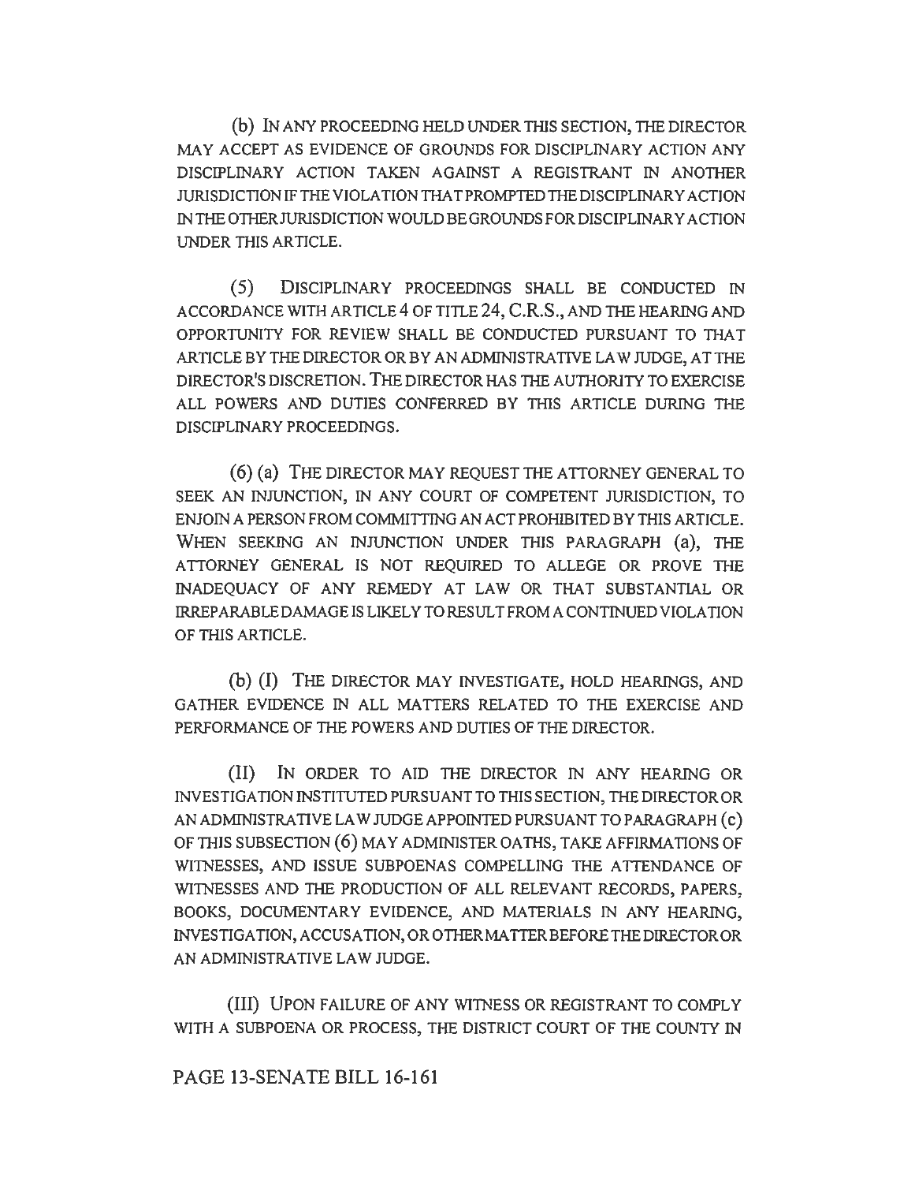(b) IN ANY PROCEEDING HELD UNDER THIS SECTION, THE DIRECTOR MAY ACCEPT AS EVIDENCE OF GROUNDS FOR DISCIPLINARY ACTION ANY DISCIPLINARY ACTION TAKEN AGAINST A REGISTRANT IN ANOTHER JURISDICTION IF THE VIOLATION THAT PROMPTED THE DISCIPLINARY ACTION IN THE OTHER JURISDICTION WOULD BE GROUNDS FOR DISCIPLINARY ACTION UNDER THIS ARTICLE.

(5) DISCIPLINARY PROCEEDINGS SHALL BE CONDUCTED IN ACCORDANCE WITH ARTICLE 4 OF TITLE 24, C.R.S., AND THE HEARING AND OPPORTUNITY FOR REVIEW SHALL BE CONDUCTED PURSUANT TO THAT ARTICLE BY THE DIRECTOR OR BY AN ADMINISTRATIVE LAW JUDGE, AT THE DIRECTOR'S DISCRETION. THE DIRECTOR HAS THE AUTHORITY TO EXERCISE ALL POWERS AND DUTIES CONFERRED BY THIS ARTICLE DURING THE DISCIPLINARY PROCEEDINGS.

(6) (a) THE DIRECTOR MAY REQUEST THE ATTORNEY GENERAL TO SEEK AN INJUNCTION, IN ANY COURT OF COMPETENT JURISDICTION, TO ENJOIN A PERSON FROM COMMITTING AN ACT PROHIBITED BY THIS ARTICLE. WHEN SEEKING AN INJUNCTION UNDER THIS PARAGRAPH (a), THE ATTORNEY GENERAL IS NOT REQUIRED TO ALLEGE OR PROVE THE INADEQUACY OF ANY REMEDY AT LAW OR THAT SUBSTANTIAL OR IRREPARABLE DAMAGE IS LIKELY TO RESULT FROM A CONTINUED VIOLATION OF THIS ARTICLE.

(b) (I) THE DIRECTOR MAY INVESTIGATE, HOLD HEARINGS, AND GATHER EVIDENCE IN ALL MATTERS RELATED TO THE EXERCISE AND PERFORMANCE OF THE POWERS AND DUTIES OF THE DIRECTOR.

(II) IN ORDER TO AID THE DIRECTOR IN ANY HEARING OR INVESTIGATION INSTITUTED PURSUANT TO THIS SECTION, THE DIRECTOR OR AN ADMINISTRATIVE LAW JUDGE APPOINTED PURSUANT TO PARAGRAPH (c) OF THIS SUBSECTION (6) MAY ADMINISTER OATHS, TAKE AFFIRMATIONS OF WITNESSES, AND ISSUE SUBPOENAS COMPELLING THE ATTENDANCE OF WITNESSES AND THE PRODUCTION OF ALL RELEVANT RECORDS, PAPERS, BOOKS, DOCUMENTARY EVIDENCE, AND MATERIALS IN ANY HEARING, INVESTIGATION, ACCUSATION, OR OTHER MATTER BEFORE THE DIRECTOR OR AN ADMINISTRATIVE LAW JUDGE.

(III) UPON FAILURE OF ANY WITNESS OR REGISTRANT TO COMPLY WITH A SUBPOENA OR PROCESS, THE DISTRICT COURT OF THE COUNTY IN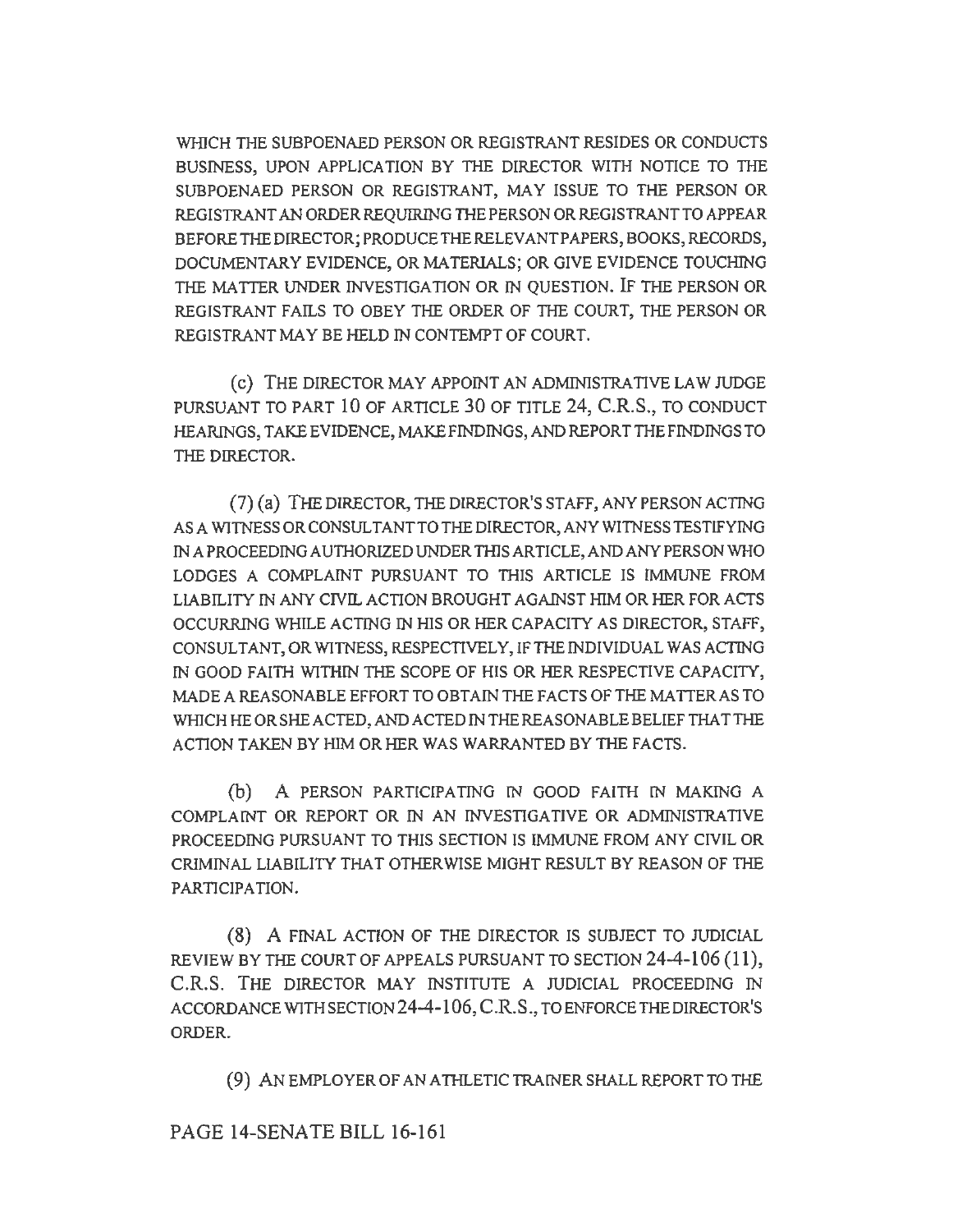WHICH THE SUBPOENAED PERSON OR REGISTRANT RESIDES OR CONDUCTS BUSINESS, UPON APPLICATION BY THE DIRECTOR WITH NOTICE TO THE SUBPOENAED PERSON OR REGISTRANT, MAY ISSUE TO THE PERSON OR REGISTRANT AN ORDER REQUIRING THE PERSON OR REGISTRANT TO APPEAR BEFORE THE DIRECTOR; PRODUCE THE RELEVANT PAPERS, BOOKS, RECORDS, DOCUMENTARY EVIDENCE, OR MATERIALS; OR GIVE EVIDENCE TOUCHING THE MATTER UNDER INVESTIGATION OR IN QUESTION. IF THE PERSON OR REGISTRANT FAILS TO OBEY THE ORDER OF THE COURT, THE PERSON OR REGISTRANT MAY BE HELD IN CONTEMPT OF COURT.

(c) THE DIRECTOR MAY APPOINT AN ADMINISTRATIVE LAW JUDGE PURSUANT TO PART 10 OF ARTICLE 30 OF TITLE 24, C.R.S., TO CONDUCT HEARINGS, TAKE EVIDENCE, MAKE FINDINGS, AND REPORT THE FINDINGS TO THE DIRECTOR.

(7) (a) THE DIRECTOR, THE DIRECTOR'S STAFF, ANY PERSON ACTING AS A WITNESS OR CONSULTANT TO THE DIRECTOR, ANY WITNESS TESTIFYING IN A PROCEEDING AUTHORIZED UNDER THIS ARTICLE, AND ANY PERSON WHO LODGES A COMPLAINT PURSUANT TO THIS ARTICLE IS IMMUNE FROM LIABILITY IN ANY CIVIL ACTION BROUGHT AGAINST HIM OR HER FOR ACTS OCCURRING WHILE ACTING IN HIS OR HER CAPACITY AS DIRECTOR, STAFF, CONSULTANT, OR WITNESS, RESPECTIVELY, IF THE INDIVIDUAL WAS ACTING IN GOOD FAITH WITHIN THE SCOPE OF HIS OR HER RESPECTIVE CAPACITY, MADE A REASONABLE EFFORT TO OBTAIN THE FACTS OF THE MATTER AS TO WHICH HE OR SHE ACTED, AND ACTED IN THE REASONABLE BELIEF THAT THE ACTION TAKEN BY HIM OR HER WAS WARRANTED BY THE FACTS.

(b) A PERSON PARTICIPATING IN GOOD FAITH IN MAKING A COMPLAINT OR REPORT OR IN AN INVESTIGATIVE OR ADMINISTRATIVE PROCEEDING PURSUANT TO THIS SECTION IS IMMUNE FROM ANY CIVIL OR CRIMINAL LIABILITY THAT OTHERWISE MIGHT RESULT BY REASON OF THE PARTICIPATION.

(8) A FINAL ACTION OF THE DIRECTOR IS SUBJECT TO JUDICIAL REVIEW BY THE COURT OF APPEALS PURSUANT TO SECTION 24-4-106 (11), C.R.S. THE DIRECTOR MAY INSTITUTE A JUDICIAL PROCEEDING IN ACCORDANCE WITH SECTION 24-4-106, C.R.S., TO ENFORCE THE DIRECTOR'S ORDER.

(9) AN EMPLOYER OF AN ATHLETIC TRAINER SHALL REPORT TO THE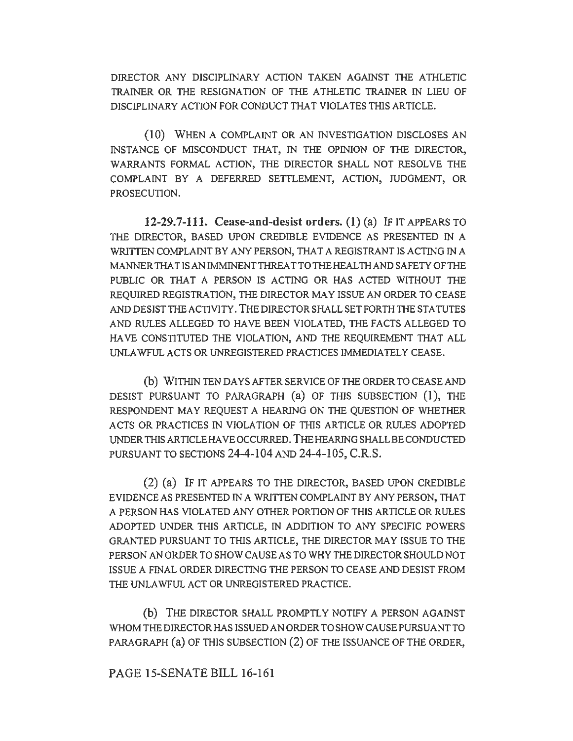DIRECTOR ANY DISCIPLINARY ACTION TAKEN AGAINST THE ATHLETIC TRAINER OR THE RESIGNATION OF THE ATHLETIC TRAINER IN LIEU OF DISCIPLINARY ACTION FOR CONDUCT THAT VIOLATES THIS ARTICLE.

(10) WHEN A COMPLAINT OR AN INVESTIGATION DISCLOSES AN INSTANCE OF MISCONDUCT THAT, IN THE OPINION OF THE DIRECTOR, WARRANTS FORMAL ACTION, THE DIRECTOR SHALL NOT RESOLVE THE COMPLAINT BY A DEFERRED SETTLEMENT, ACTION, JUDGMENT, OR PROSECUTION.

**12-29.7-111. Cease-and-desist orders.** (1) (a) IF IT APPEARS TO THE DIRECTOR, BASED UPON CREDIBLE EVIDENCE AS PRESENTED IN A WRITTEN COMPLAINT BY ANY PERSON, THAT A REGISTRANT IS ACTING IN A MANNER THAT IS AN IMMINENT THREAT TO THE HEALTH AND SAFETY OF THE PUBLIC OR THAT A PERSON IS ACTING OR HAS ACTED WITHOUT THE REQUIRED REGISTRATION, THE DIRECTOR MAY ISSUE AN ORDER TO CEASE AND DESIST THE ACTIVITY. THE DIRECTOR SHALL SET FORTH THE STATUTES AND RULES ALLEGED TO HAVE BEEN VIOLATED, THE FACTS ALLEGED TO HAVE CONSTITUTED THE VIOLATION, AND THE REQUIREMENT THAT ALL UNLAWFUL ACTS OR UNREGISTERED PRACTICES IMMEDIATELY CEASE.

(b) WITHIN TEN DAYS AFTER SERVICE OF THE ORDER TO CEASE AND DESIST PURSUANT TO PARAGRAPH (a) OF THIS SUBSECTION (1), THE RESPONDENT MAY REQUEST A HEARING ON THE QUESTION OF WHETHER ACTS OR PRACTICES IN VIOLATION OF THIS ARTICLE OR RULES ADOPTED UNDER THIS ARTICLE HAVE OCCURRED. THE HEARING SHALL BE CONDUCTED PURSUANT TO SECTIONS 24-4-104 AND 24-4-105, C.R.S.

(2) (a) IF IT APPEARS TO THE DIRECTOR, BASED UPON CREDIBLE EVIDENCE AS PRESENTED IN A WRITTEN COMPLAINT BY ANY PERSON, THAT A PERSON HAS VIOLATED ANY OTHER PORTION OF THIS ARTICLE OR RULES ADOPTED UNDER THIS ARTICLE, IN ADDITION TO ANY SPECIFIC POWERS GRANTED PURSUANT TO THIS ARTICLE, THE DIRECTOR MAY ISSUE TO THE PERSON AN ORDER TO SHOW CAUSE AS TO WHY THE DIRECTOR SHOULD NOT ISSUE A FINAL ORDER DIRECTING THE PERSON TO CEASE AND DESIST FROM THE UNLAWFUL ACT OR UNREGISTERED PRACTICE.

(b) THE DIRECTOR SHALL PROMPTLY NOTIFY A PERSON AGAINST WHOM THE DIRECTOR HAS ISSUED AN ORDER TO SHOW CAUSE PURSUANT TO PARAGRAPH (a) OF THIS SUBSECTION (2) OF THE ISSUANCE OF THE ORDER,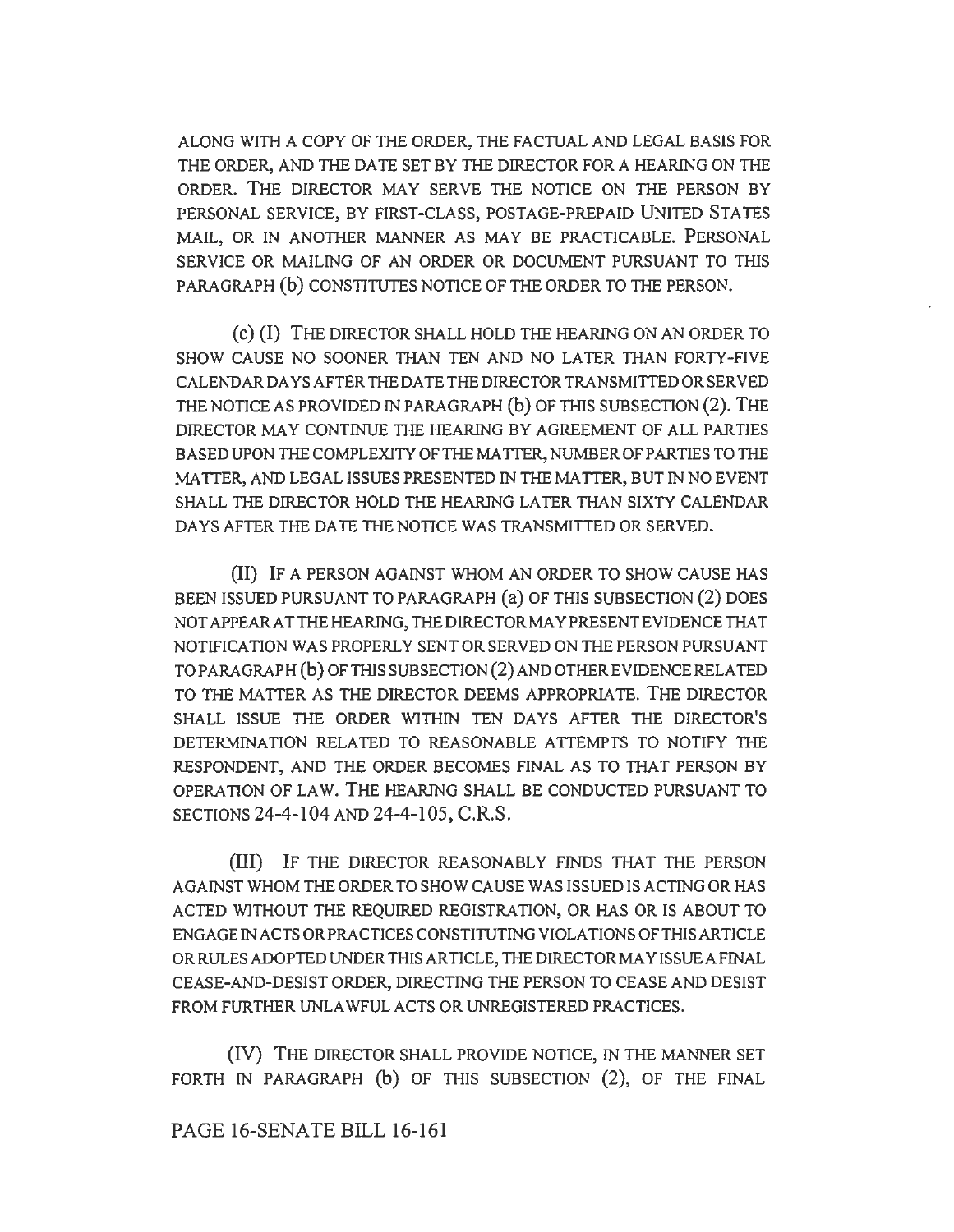ALONG WITH A COPY OF THE ORDER, THE FACTUAL AND LEGAL BASIS FOR THE ORDER, AND THE DATE SET BY THE DIRECTOR FOR A HEARING ON THE ORDER. THE DIRECTOR MAY SERVE THE NOTICE ON THE PERSON BY PERSONAL SERVICE, BY FIRST-CLASS, POSTAGE-PREPAID UNITED STATES MAIL, OR IN ANOTHER MANNER AS MAY BE PRACTICABLE. PERSONAL SERVICE OR MAILING OF AN ORDER OR DOCUMENT PURSUANT TO THIS PARAGRAPH (b) CONSTITUTES NOTICE OF THE ORDER TO THE PERSON.

(c) (I) THE DIRECTOR SHALL HOLD THE HEARING ON AN ORDER TO SHOW CAUSE NO SOONER THAN TEN AND NO LATER THAN FORTY-FIVE CALENDAR DAYS AFTER THE DATE THE DIRECTOR TRANSMITTED OR SERVED THE NOTICE AS PROVIDED IN PARAGRAPH (b) OF THIS SUBSECTION (2). THE DIRECTOR MAY CONTINUE THE HEARING BY AGREEMENT OF ALL PARTIES BASED UPON THE COMPLEXITY OF THE MATTER, NUMBER OF PARTIES TO THE MATTER, AND LEGAL ISSUES PRESENTED IN THE MATTER, BUT IN NO EVENT SHALL THE DIRECTOR HOLD THE HEARING LATER THAN SIXTY CALENDAR DAYS AFTER THE DATE THE NOTICE WAS TRANSMITTED OR SERVED.

(II) IF A PERSON AGAINST WHOM AN ORDER TO SHOW CAUSE HAS BEEN ISSUED PURSUANT TO PARAGRAPH (a) OF THIS SUBSECTION (2) DOES NOT APPEAR AT THE HEARING, THE DIRECTOR MAY PRESENT EVIDENCE THAT NOTIFICATION WAS PROPERLY SENT OR SERVED ON THE PERSON PURSUANT TO PARAGRAPH (b) OF THIS SUBSECTION (2) AND OTHER EVIDENCE RELATED TO THE MATTER AS THE DIRECTOR DEEMS APPROPRIATE. THE DIRECTOR SHALL ISSUE THE ORDER WITHIN TEN DAYS AFTER THE DIRECTOR'S DETERMINATION RELATED TO REASONABLE ATTEMPTS TO NOTIFY THE RESPONDENT, AND THE ORDER BECOMES FINAL AS TO THAT PERSON BY OPERATION OF LAW. THE HEARING SHALL BE CONDUCTED PURSUANT TO SECTIONS 24-4-104 AND 24-4-105, C.R.S.

(III) IF THE DIRECTOR REASONABLY FINDS THAT THE PERSON AGAINST WHOM THE ORDER TO SHOW CAUSE WAS ISSUED IS ACTING OR HAS ACTED WITHOUT THE REQUIRED REGISTRATION, OR HAS OR IS ABOUT TO ENGAGE IN ACTS OR PRACTICES CONSTITUTING VIOLATIONS OF THIS ARTICLE OR RULES ADOPTED UNDER THIS ARTICLE, THE DIRECTOR MAY ISSUE A FINAL CEASE-AND-DESIST ORDER, DIRECTING THE PERSON TO CEASE AND DESIST FROM FURTHER UNLAWFUL ACTS OR UNREGISTERED PRACTICES.

(IV) THE DIRECTOR SHALL PROVIDE NOTICE, IN THE MANNER SET FORTH IN PARAGRAPH (b) OF THIS SUBSECTION (2), OF THE FINAL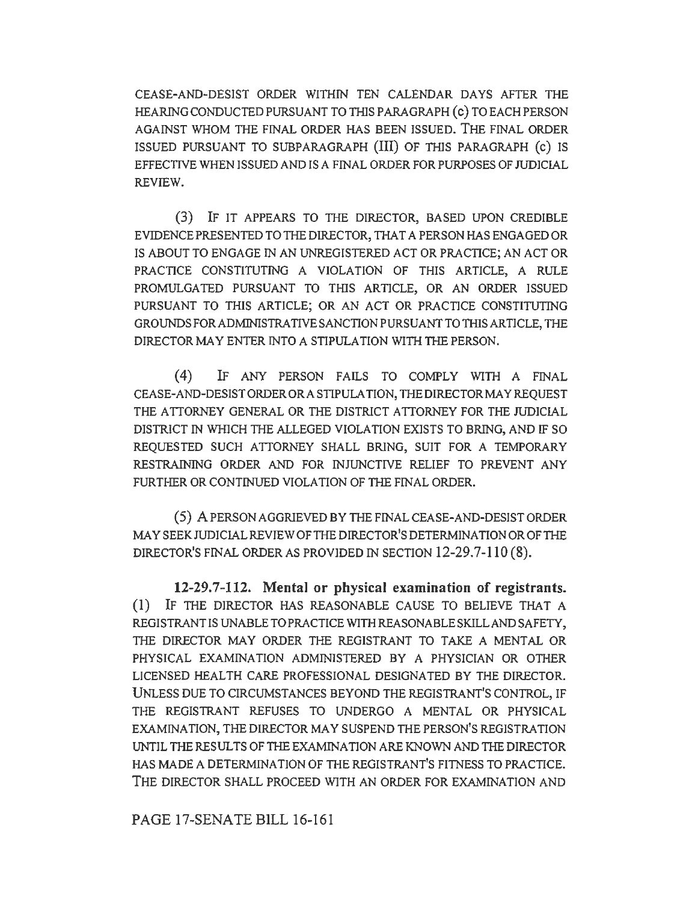CEASE-AND-DESIST ORDER WITHIN TEN CALENDAR DAYS AFTER THE HEARING CONDUCTED PURSUANT TO THIS PARAGRAPH (c) TO EACH PERSON AGAINST WHOM THE FINAL ORDER HAS BEEN ISSUED. THE FINAL ORDER ISSUED PURSUANT TO SUBPARAGRAPH (III) OF THIS PARAGRAPH (c) IS EFFECTIVE WHEN ISSUED AND IS A FINAL ORDER FOR PURPOSES OF JUDICIAL REVIEW.

(3) IF IT APPEARS TO THE DIRECTOR, BASED UPON CREDIBLE EVIDENCE PRESENTED TO THE DIRECTOR, THAT A PERSON HAS ENGAGED OR IS ABOUT TO ENGAGE IN AN UNREGISTERED ACT OR PRACTICE; AN ACT OR PRACTICE CONSTITUTING A VIOLATION OF THIS ARTICLE, A RULE PROMULGATED PURSUANT TO THIS ARTICLE, OR AN ORDER ISSUED PURSUANT TO THIS ARTICLE; OR AN ACT OR PRACTICE CONSTITUTING GROUNDS FOR ADMINISTRATIVE SANCTION PURSUANT TO THIS ARTICLE, THE DIRECTOR MAY ENTER INTO A STIPULATION WITH THE PERSON.

(4) IF ANY PERSON FAILS TO COMPLY WITH A FINAL CEASE-AND-DESIST ORDER OR A STIPULATION, THE DIRECTOR MAY REQUEST THE ATTORNEY GENERAL OR THE DISTRICT ATTORNEY FOR THE JUDICIAL DISTRICT IN WHICH THE ALLEGED VIOLATION EXISTS TO BRING, AND IF SO REQUESTED SUCH ATTORNEY SHALL BRING, SUIT FOR A TEMPORARY RESTRAINING ORDER AND FOR INJUNCTIVE RELIEF TO PREVENT ANY FURTHER OR CONTINUED VIOLATION OF THE FINAL ORDER.

(5) A PERSON AGGRIEVED BY THE FINAL CEASE-AND-DESIST ORDER MAY SEEK JUDICIAL REVIEW OF THE DIRECTOR'S DETERMINATION OR OF THE DIRECTOR'S FINAL ORDER AS PROVIDED IN SECTION 12-29.7-110 (8).

**12-29.7-112. Mental or physical examination of registrants.** (1) IF THE DIRECTOR HAS REASONABLE CAUSE TO BELIEVE THAT A REGISTRANT IS UNABLE TO PRACTICE WITH REASONABLE SKILL AND SAFETY, THE DIRECTOR MAY ORDER THE REGISTRANT TO TAKE A MENTAL OR PHYSICAL EXAMINATION ADMINISTERED BY A PHYSICIAN OR OTHER LICENSED HEALTH CARE PROFESSIONAL DESIGNATED BY THE DIRECTOR. UNLESS DUE TO CIRCUMSTANCES BEYOND THE REGISTRANT'S CONTROL, IF THE REGISTRANT REFUSES TO UNDERGO A MENTAL OR PHYSICAL EXAMINATION, THE DIRECTOR MAY SUSPEND THE PERSON'S REGISTRATION UNTIL THE RESULTS OF THE EXAMINATION ARE KNOWN AND THE DIRECTOR HAS MADE A DETERMINATION OF THE REGISTRANT'S FITNESS TO PRACTICE. THE DIRECTOR SHALL PROCEED WITH AN ORDER FOR EXAMINATION AND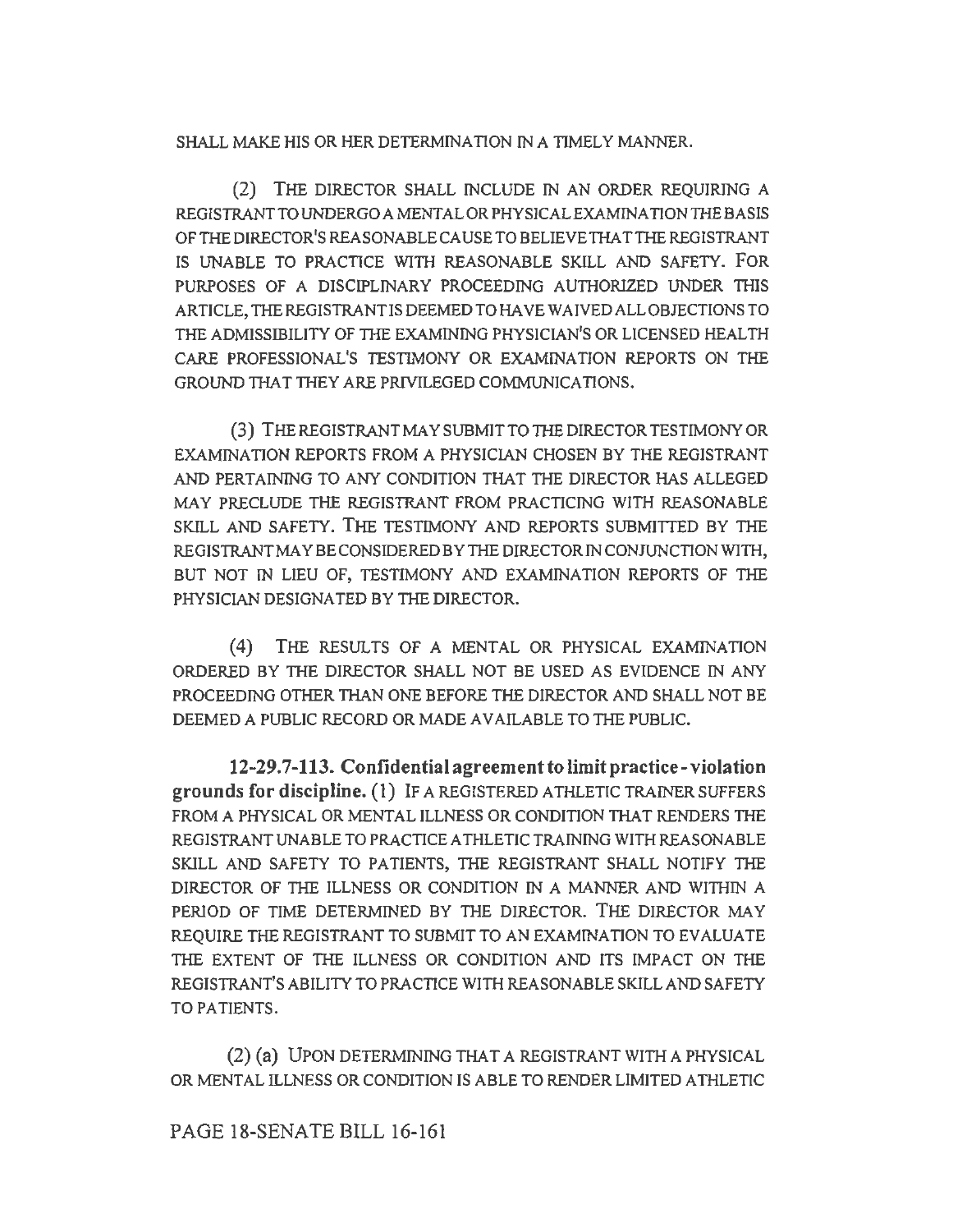SHALL MAKE HIS OR HER DETERMINATION IN A TIMELY MANNER.

(2) THE DIRECTOR SHALL INCLUDE IN AN ORDER REQUIRING A REGISTRANT TO UNDERGO A MENTAL OR PHYSICAL EXAMINATION THE BASIS OF THE DIRECTOR'S REASONABLE CAUSE TO BELIEVE THAT THE REGISTRANT IS UNABLE TO PRACTICE WITH REASONABLE SKILL AND SAFETY. FOR PURPOSES OF A DISCIPLINARY PROCEEDING AUTHORIZED UNDER THIS ARTICLE, THE REGISTRANT IS DEEMED TO HAVE WAIVED ALL OBJECTIONS TO THE ADMISSIBILITY OF THE EXAMINING PHYSICIAN'S OR LICENSED HEALTH CARE PROFESSIONAL'S TESTIMONY OR EXAMINATION REPORTS ON THE GROUND THAT THEY ARE PRIVILEGED COMMUNICATIONS.

(3) THE REGISTRANT MAY SUBMIT TO THE DIRECTOR TESTIMONY OR EXAMINATION REPORTS FROM A PHYSICIAN CHOSEN BY THE REGISTRANT AND PERTAINING TO ANY CONDITION THAT THE DIRECTOR HAS ALLEGED MAY PRECLUDE THE REGISTRANT FROM PRACTICING WITH REASONABLE SKILL AND SAFETY. THE TESTIMONY AND REPORTS SUBMITTED BY THE REGISTRANT MAY BE CONSIDERED BY THE DIRECTOR IN CONJUNCTION WITH, BUT NOT IN LIEU OF, TESTIMONY AND EXAMINATION REPORTS OF THE PHYSICIAN DESIGNATED BY THE DIRECTOR.

(4) THE RESULTS OF A MENTAL OR PHYSICAL EXAMINATION ORDERED BY THE DIRECTOR SHALL NOT BE USED AS EVIDENCE IN ANY PROCEEDING OTHER THAN ONE BEFORE THE DIRECTOR AND SHALL NOT BE DEEMED A PUBLIC RECORD OR MADE AVAILABLE TO THE PUBLIC.

**12-29.7-113. Confidential agreement to limit practice - violation grounds for discipline.** (1) IF A REGISTERED ATHLETIC TRAINER SUFFERS FROM A PHYSICAL OR MENTAL ILLNESS OR CONDITION THAT RENDERS THE REGISTRANT UNABLE TO PRACTICE ATHLETIC TRAINING WITH REASONABLE SKILL AND SAFETY TO PATIENTS, THE REGISTRANT SHALL NOTIFY THE DIRECTOR OF THE ILLNESS OR CONDITION IN A MANNER AND WITHIN A PERIOD OF TIME DETERMINED BY THE DIRECTOR. THE DIRECTOR MAY REQUIRE THE REGISTRANT TO SUBMIT TO AN EXAMINATION TO EVALUATE THE EXTENT OF THE ILLNESS OR CONDITION AND ITS IMPACT ON THE REGISTRANT'S ABILITY TO PRACTICE WITH REASONABLE SKILL AND SAFETY TO PATIENTS.

(2) (a) UPON DETERMINING THAT A REGISTRANT WITH A PHYSICAL OR MENTAL ILLNESS OR CONDITION IS ABLE TO RENDER LIMITED ATHLETIC

PAGE 18-SENATE BILL 16-161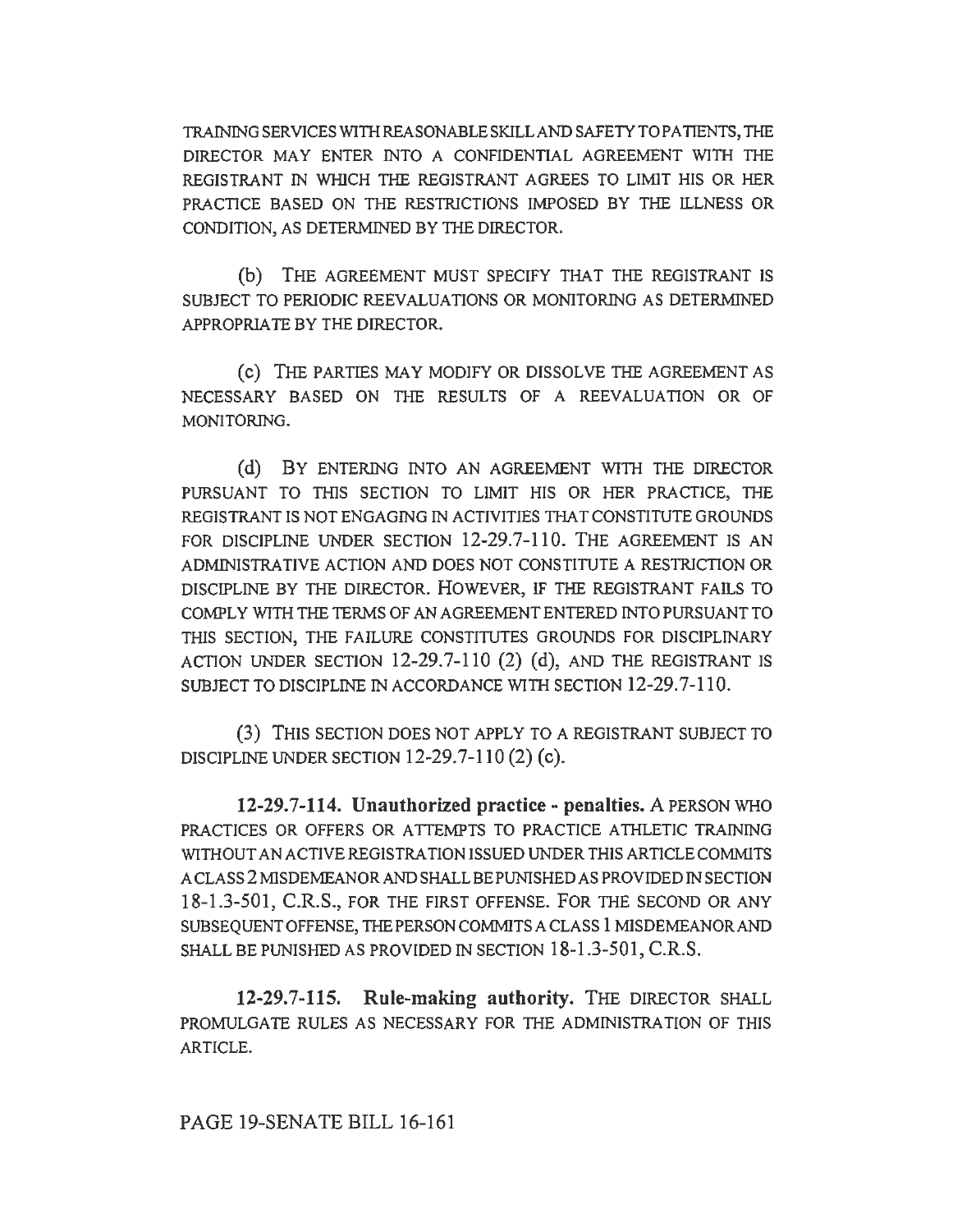TRAINING SERVICES WITH REASONABLE SKILL AND SAFETY TO PATIENTS, THE DIRECTOR MAY ENTER INTO A CONFIDENTIAL AGREEMENT WITH THE REGISTRANT IN WHICH THE REGISTRANT AGREES TO LIMIT HIS OR HER PRACTICE BASED ON THE RESTRICTIONS IMPOSED BY THE ILLNESS OR CONDITION, AS DETERMINED BY THE DIRECTOR.

(b) THE AGREEMENT MUST SPECIFY THAT THE REGISTRANT IS SUBJECT TO PERIODIC REEVALUATIONS OR MONITORING AS DETERMINED APPROPRIATE BY THE DIRECTOR.

(c) THE PARTIES MAY MODIFY OR DISSOLVE THE AGREEMENT AS NECESSARY BASED ON THE RESULTS OF A REEVALUATION OR OF MONITORING.

(d) BY ENTERING INTO AN AGREEMENT WITH THE DIRECTOR PURSUANT TO THIS SECTION TO LIMIT HIS OR HER PRACTICE, THE REGISTRANT IS NOT ENGAGING IN ACTIVITIES THAT CONSTITUTE GROUNDS FOR DISCIPLINE UNDER SECTION 12-29.7-110. THE AGREEMENT IS AN ADMINISTRATIVE ACTION AND DOES NOT CONSTITUTE A RESTRICTION OR DISCIPLINE BY THE DIRECTOR. HOWEVER, IF THE REGISTRANT FAILS TO COMPLY WITH THE TERMS OF AN AGREEMENT ENTERED INTO PURSUANT TO THIS SECTION, THE FAILURE CONSTITUTES GROUNDS FOR DISCIPLINARY ACTION UNDER SECTION 12-29.7-110 (2) (d), AND THE REGISTRANT IS SUBJECT TO DISCIPLINE IN ACCORDANCE WITH SECTION 12-29.7-110.

(3) THIS SECTION DOES NOT APPLY TO A REGISTRANT SUBJECT TO DISCIPLINE UNDER SECTION 12-29.7-110 (2) (c).

**12-29.7-114. Unauthorized practice - penalties.** A PERSON WHO PRACTICES OR OFFERS OR ATTEMPTS TO PRACTICE ATHLETIC TRAINING WITHOUT AN ACTIVE REGISTRATION ISSUED UNDER THIS ARTICLE COMMITS A CLASS 2 MISDEMEANOR AND SHALL BE PUNISHED AS PROVIDED IN SECTION 18-1.3-501, C.R.S., FOR THE FIRST OFFENSE. FOR THE SECOND OR ANY SUBSEQUENT OFFENSE, THE PERSON COMMITS A CLASS 1 MISDEMEANOR AND SHALL BE PUNISHED AS PROVIDED IN SECTION 18-1.3-501, C.R.S.

**12-29.7-115. Rule-making authority.** THE DIRECTOR SHALL PROMULGATE RULES AS NECESSARY FOR THE ADMINISTRATION OF THIS ARTICLE.

PAGE 19-SENATE BILL 16-161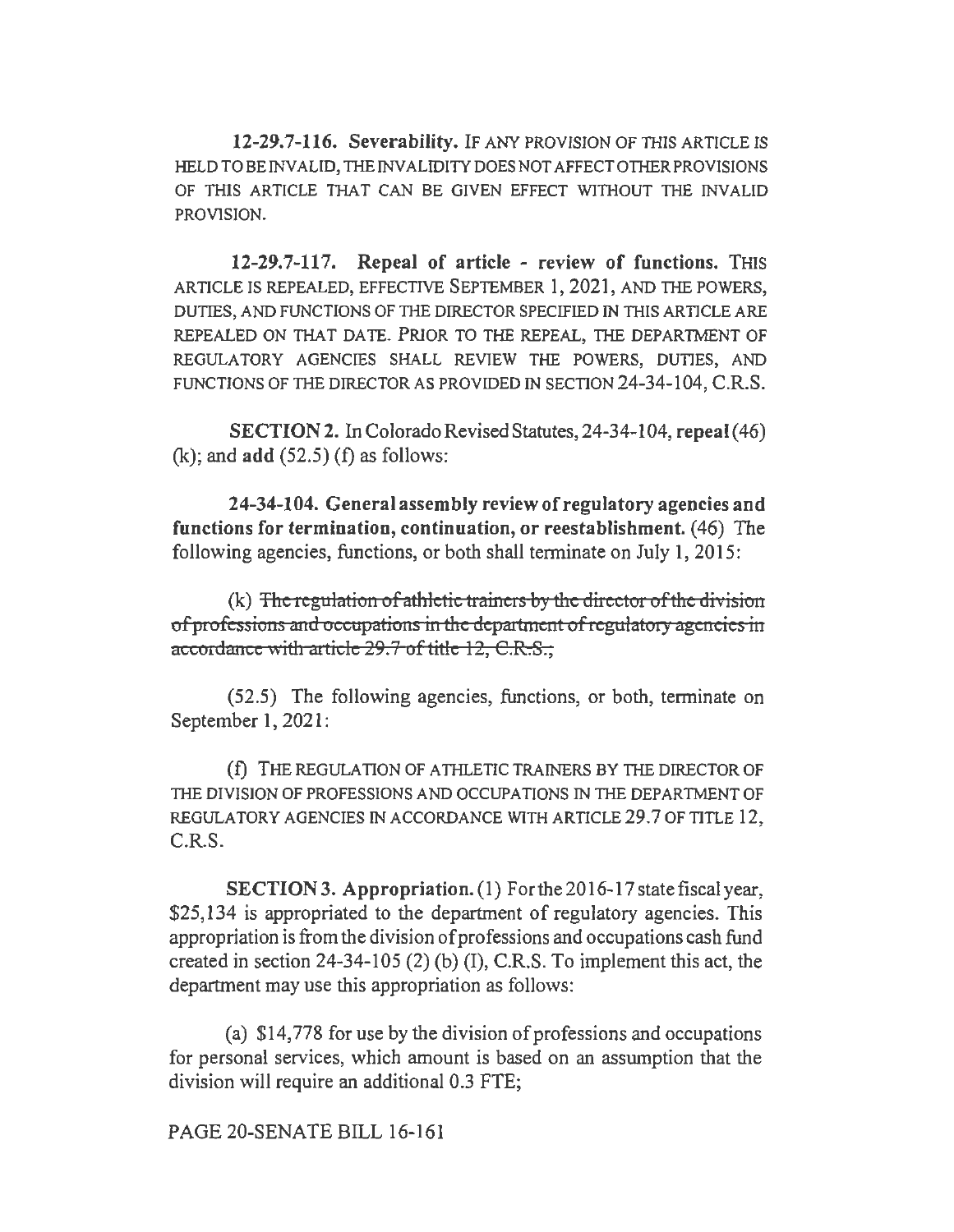**12-29.7-116. Severability.** IF ANY PROVISION OF THIS ARTICLE IS HELD TO BE INVALID, THE INVALIDITY DOES NOT AFFECT OTHER PROVISIONS OF THIS ARTICLE THAT CAN BE GIVEN EFFECT WITHOUT THE INVALID PROVISION.

**12-29.7-117. Repeal of article - review of functions.** THIS ARTICLE IS REPEALED, EFFECTIVE SEPTEMBER 1, 2021, AND THE POWERS, DUTIES, AND FUNCTIONS OF THE DIRECTOR SPECIFIED IN THIS ARTICLE ARE REPEALED ON THAT DATE. PRIOR TO THE REPEAL, THE DEPARTMENT OF REGULATORY AGENCIES SHALL REVIEW THE POWERS, DUTIES, AND FUNCTIONS OF THE DIRECTOR AS PROVIDED IN SECTION 24-34-104, C.R.S.

**SECTION 2.** In Colorado Revised Statutes, 24-34-104, **repeal** (46) (k); and **add** (52.5) (f) as follows:

**24-34-104. General assembly review of regulatory agencies and functions for termination, continuation, or reestablishment.** (46) The following agencies, functions, or both shall terminate on July 1, 2015:

(k) ~~The regulation of athletic trainers by the director of the division of professions and occupations in the department of regulatory agencies in accordance with article 29.7 of title 12, C.R.S.;~~

(52.5) The following agencies, functions, or both, terminate on September 1, 2021:

(f) THE REGULATION OF ATHLETIC TRAINERS BY THE DIRECTOR OF THE DIVISION OF PROFESSIONS AND OCCUPATIONS IN THE DEPARTMENT OF REGULATORY AGENCIES IN ACCORDANCE WITH ARTICLE 29.7 OF TITLE 12, C.R.S.

**SECTION 3. Appropriation.** (1) For the 2016-17 state fiscal year, $25,134 is appropriated to the department of regulatory agencies. This appropriation is from the division of professions and occupations cash fund created in section 24-34-105 (2) (b) (I), C.R.S. To implement this act, the department may use this appropriation as follows:

(a) $14,778 for use by the division of professions and occupations for personal services, which amount is based on an assumption that the division will require an additional 0.3 FTE;

PAGE 20-SENATE BILL 16-161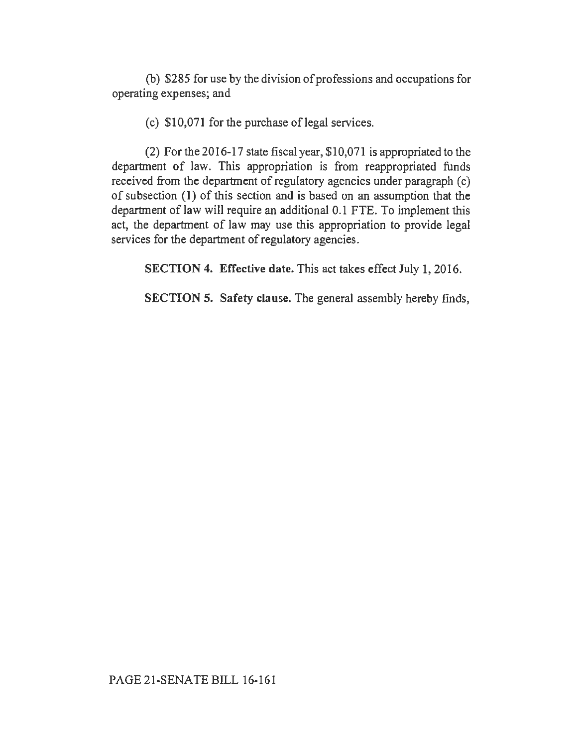(b) $285 for use by the division of professions and occupations for operating expenses; and

(c) $10,071 for the purchase of legal services.

(2) For the 2016-17 state fiscal year, $10,071 is appropriated to the department of law. This appropriation is from reappropriated funds received from the department of regulatory agencies under paragraph (c) of subsection (1) of this section and is based on an assumption that the department of law will require an additional 0.1 FTE. To implement this act, the department of law may use this appropriation to provide legal services for the department of regulatory agencies.

**SECTION 4. Effective date.** This act takes effect July 1, 2016.

**SECTION 5. Safety clause.** The general assembly hereby finds,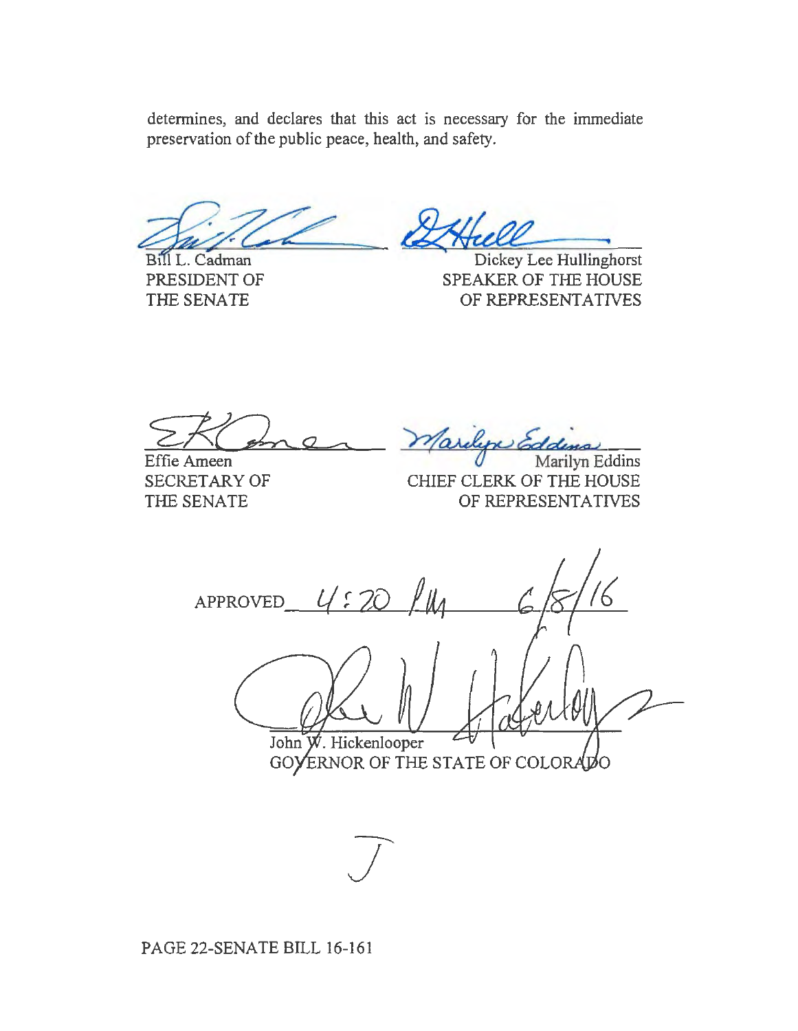determines, and declares that this act is necessary for the immediate preservation of the public peace, health, and safety.

Bill L. Cadman
PRESIDENT OF
THE SENATE

Dickey Lee Hullinghorst
SPEAKER OF THE HOUSE
OF REPRESENTATIVES

Effie Ameen
SECRETARY OF
THE SENATE

Marilyn Eddins
CHIEF CLERK OF THE HOUSE
OF REPRESENTATIVES

APPROVED 4:20 PM 6/8/16

John W. Hickenlooper
GOVERNOR OF THE STATE OF COLORADO

PAGE 22-SENATE BILL 16-161